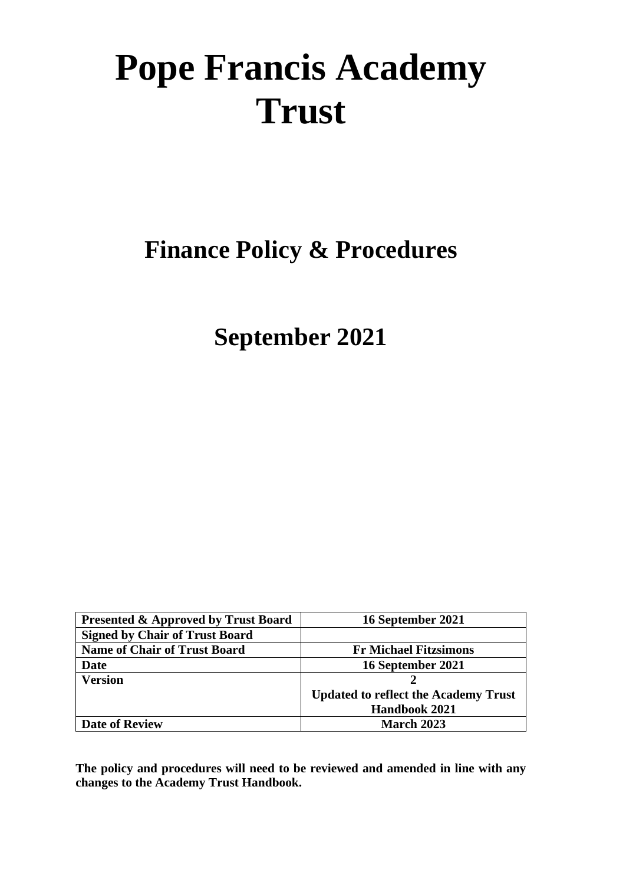# Pope Francis Academy Trust

## Finance Policy & Procedures

## September 2021

| Presented & Approved by Trust Board | 16 September 2021 |
|---|---|
| Signed by Chair of Trust Board | |
| Name of Chair of Trust Board | Fr Michael Fitzsimons |
| Date | 16 September 2021 |
| Version | 2<br>Updated to reflect the Academy Trust Handbook 2021 |
| Date of Review | March 2023 |

**The policy and procedures will need to be reviewed and amended in line with any changes to the Academy Trust Handbook.**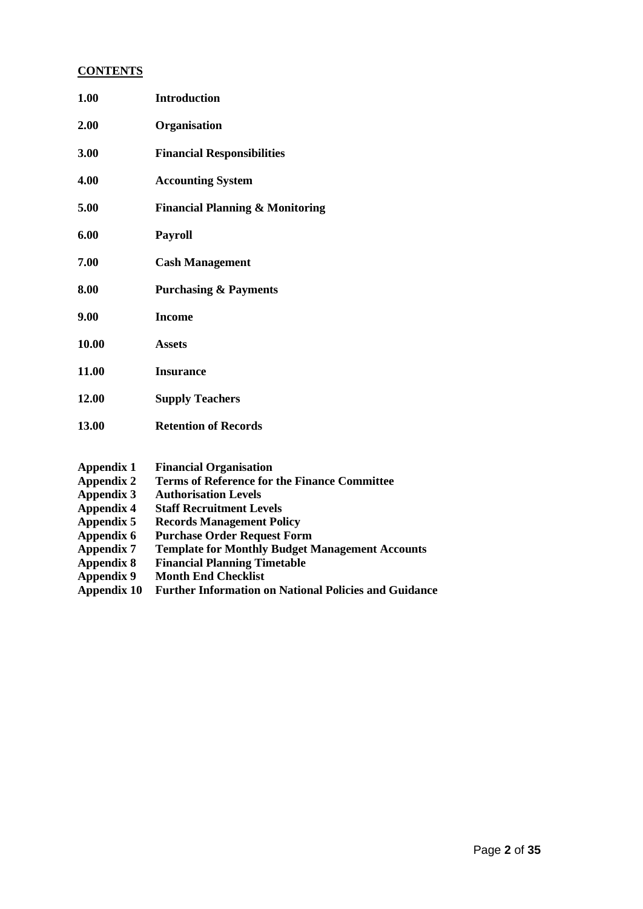## CONTENTS

| | |
|---|---|
| **1.00** | **Introduction** |
| **2.00** | **Organisation** |
| **3.00** | **Financial Responsibilities** |
| **4.00** | **Accounting System** |
| **5.00** | **Financial Planning & Monitoring** |
| **6.00** | **Payroll** |
| **7.00** | **Cash Management** |
| **8.00** | **Purchasing & Payments** |
| **9.00** | **Income** |
| **10.00** | **Assets** |
| **11.00** | **Insurance** |
| **12.00** | **Supply Teachers** |
| **13.00** | **Retention of Records** |

| | |
|---|---|
| **Appendix 1** | **Financial Organisation** |
| **Appendix 2** | **Terms of Reference for the Finance Committee** |
| **Appendix 3** | **Authorisation Levels** |
| **Appendix 4** | **Staff Recruitment Levels** |
| **Appendix 5** | **Records Management Policy** |
| **Appendix 6** | **Purchase Order Request Form** |
| **Appendix 7** | **Template for Monthly Budget Management Accounts** |
| **Appendix 8** | **Financial Planning Timetable** |
| **Appendix 9** | **Month End Checklist** |
| **Appendix 10** | **Further Information on National Policies and Guidance** |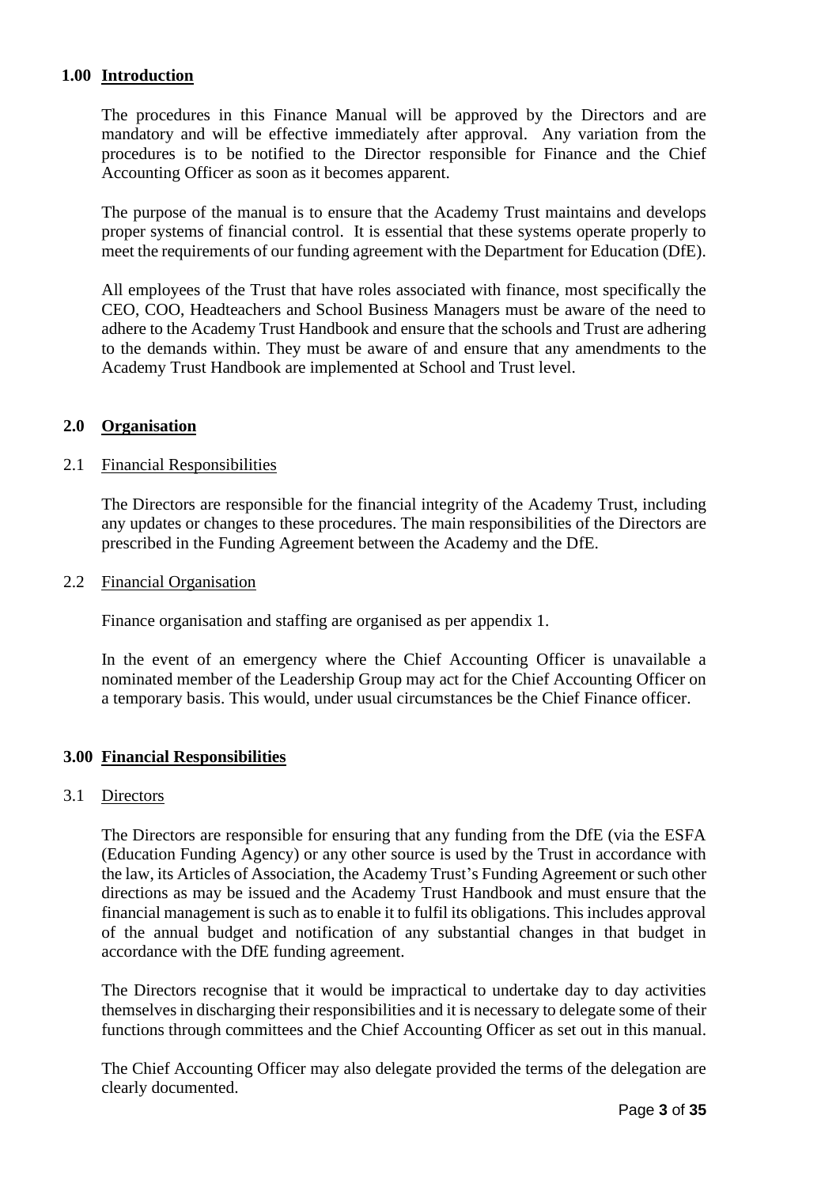## 1.00 Introduction

The procedures in this Finance Manual will be approved by the Directors and are mandatory and will be effective immediately after approval. Any variation from the procedures is to be notified to the Director responsible for Finance and the Chief Accounting Officer as soon as it becomes apparent.

The purpose of the manual is to ensure that the Academy Trust maintains and develops proper systems of financial control. It is essential that these systems operate properly to meet the requirements of our funding agreement with the Department for Education (DfE).

All employees of the Trust that have roles associated with finance, most specifically the CEO, COO, Headteachers and School Business Managers must be aware of the need to adhere to the Academy Trust Handbook and ensure that the schools and Trust are adhering to the demands within. They must be aware of and ensure that any amendments to the Academy Trust Handbook are implemented at School and Trust level.

## 2.0 Organisation

### 2.1 Financial Responsibilities

The Directors are responsible for the financial integrity of the Academy Trust, including any updates or changes to these procedures. The main responsibilities of the Directors are prescribed in the Funding Agreement between the Academy and the DfE.

### 2.2 Financial Organisation

Finance organisation and staffing are organised as per appendix 1.

In the event of an emergency where the Chief Accounting Officer is unavailable a nominated member of the Leadership Group may act for the Chief Accounting Officer on a temporary basis. This would, under usual circumstances be the Chief Finance officer.

## 3.00 Financial Responsibilities

### 3.1 Directors

The Directors are responsible for ensuring that any funding from the DfE (via the ESFA (Education Funding Agency) or any other source is used by the Trust in accordance with the law, its Articles of Association, the Academy Trust's Funding Agreement or such other directions as may be issued and the Academy Trust Handbook and must ensure that the financial management is such as to enable it to fulfil its obligations. This includes approval of the annual budget and notification of any substantial changes in that budget in accordance with the DfE funding agreement.

The Directors recognise that it would be impractical to undertake day to day activities themselves in discharging their responsibilities and it is necessary to delegate some of their functions through committees and the Chief Accounting Officer as set out in this manual.

The Chief Accounting Officer may also delegate provided the terms of the delegation are clearly documented.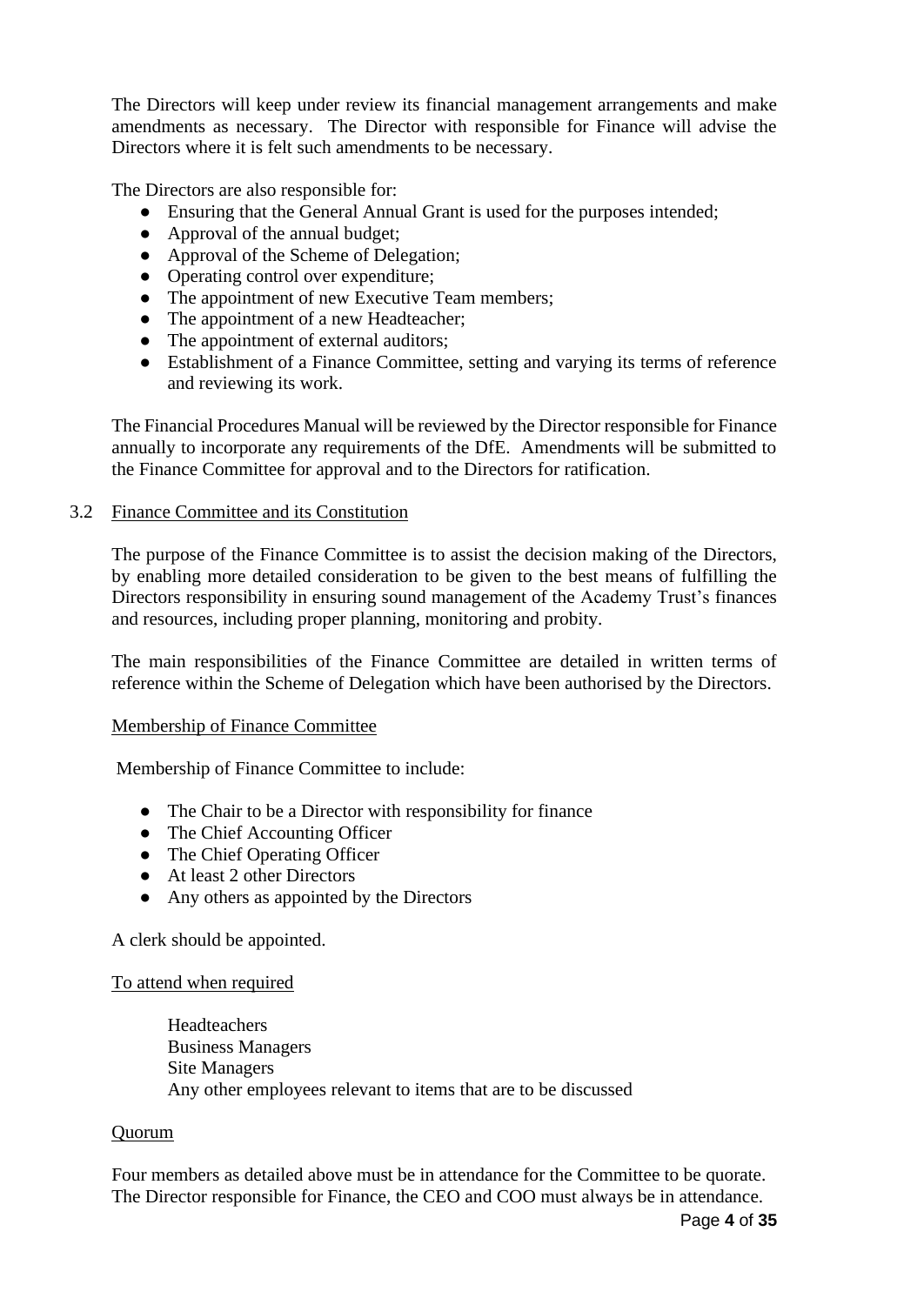The Directors will keep under review its financial management arrangements and make amendments as necessary. The Director with responsible for Finance will advise the Directors where it is felt such amendments to be necessary.

The Directors are also responsible for:

- Ensuring that the General Annual Grant is used for the purposes intended;
- Approval of the annual budget;
- Approval of the Scheme of Delegation;
- Operating control over expenditure;
- The appointment of new Executive Team members;
- The appointment of a new Headteacher;
- The appointment of external auditors;
- Establishment of a Finance Committee, setting and varying its terms of reference and reviewing its work.

The Financial Procedures Manual will be reviewed by the Director responsible for Finance annually to incorporate any requirements of the DfE. Amendments will be submitted to the Finance Committee for approval and to the Directors for ratification.

### 3.2 Finance Committee and its Constitution

The purpose of the Finance Committee is to assist the decision making of the Directors, by enabling more detailed consideration to be given to the best means of fulfilling the Directors responsibility in ensuring sound management of the Academy Trust's finances and resources, including proper planning, monitoring and probity.

The main responsibilities of the Finance Committee are detailed in written terms of reference within the Scheme of Delegation which have been authorised by the Directors.

#### Membership of Finance Committee

Membership of Finance Committee to include:

- The Chair to be a Director with responsibility for finance
- The Chief Accounting Officer
- The Chief Operating Officer
- At least 2 other Directors
- Any others as appointed by the Directors

A clerk should be appointed.

#### To attend when required

Headteachers
Business Managers
Site Managers
Any other employees relevant to items that are to be discussed

#### Quorum

Four members as detailed above must be in attendance for the Committee to be quorate. The Director responsible for Finance, the CEO and COO must always be in attendance.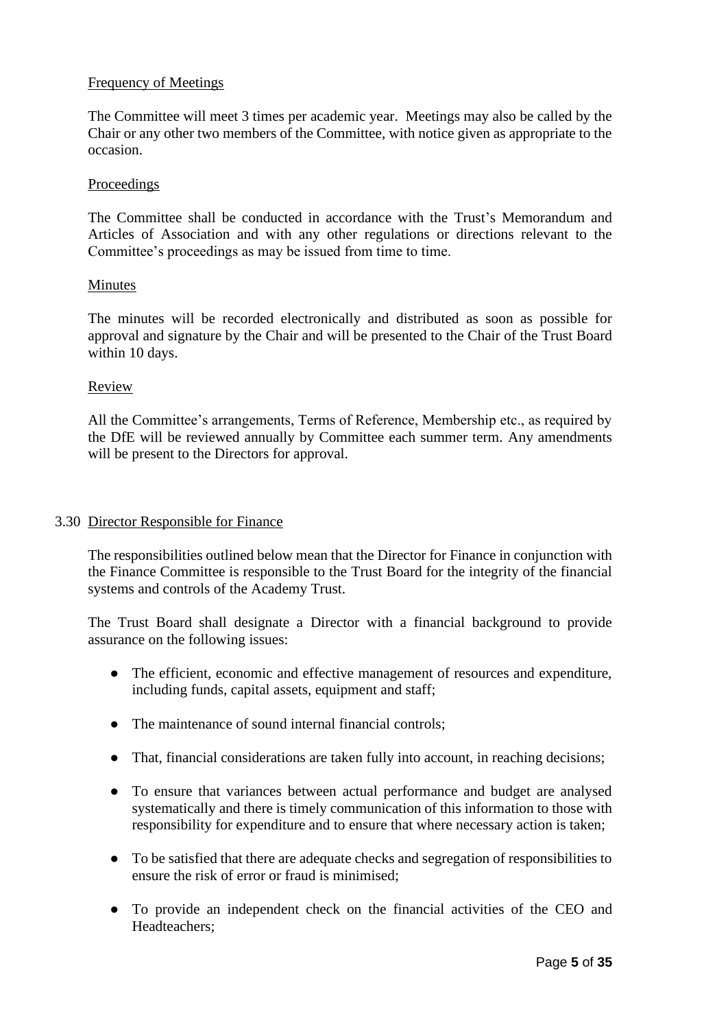Frequency of Meetings

The Committee will meet 3 times per academic year. Meetings may also be called by the Chair or any other two members of the Committee, with notice given as appropriate to the occasion.

Proceedings

The Committee shall be conducted in accordance with the Trust's Memorandum and Articles of Association and with any other regulations or directions relevant to the Committee's proceedings as may be issued from time to time.

Minutes

The minutes will be recorded electronically and distributed as soon as possible for approval and signature by the Chair and will be presented to the Chair of the Trust Board within 10 days.

Review

All the Committee's arrangements, Terms of Reference, Membership etc., as required by the DfE will be reviewed annually by Committee each summer term. Any amendments will be present to the Directors for approval.

3.30 Director Responsible for Finance

The responsibilities outlined below mean that the Director for Finance in conjunction with the Finance Committee is responsible to the Trust Board for the integrity of the financial systems and controls of the Academy Trust.

The Trust Board shall designate a Director with a financial background to provide assurance on the following issues:

- The efficient, economic and effective management of resources and expenditure, including funds, capital assets, equipment and staff;
- The maintenance of sound internal financial controls;
- That, financial considerations are taken fully into account, in reaching decisions;
- To ensure that variances between actual performance and budget are analysed systematically and there is timely communication of this information to those with responsibility for expenditure and to ensure that where necessary action is taken;
- To be satisfied that there are adequate checks and segregation of responsibilities to ensure the risk of error or fraud is minimised;
- To provide an independent check on the financial activities of the CEO and Headteachers;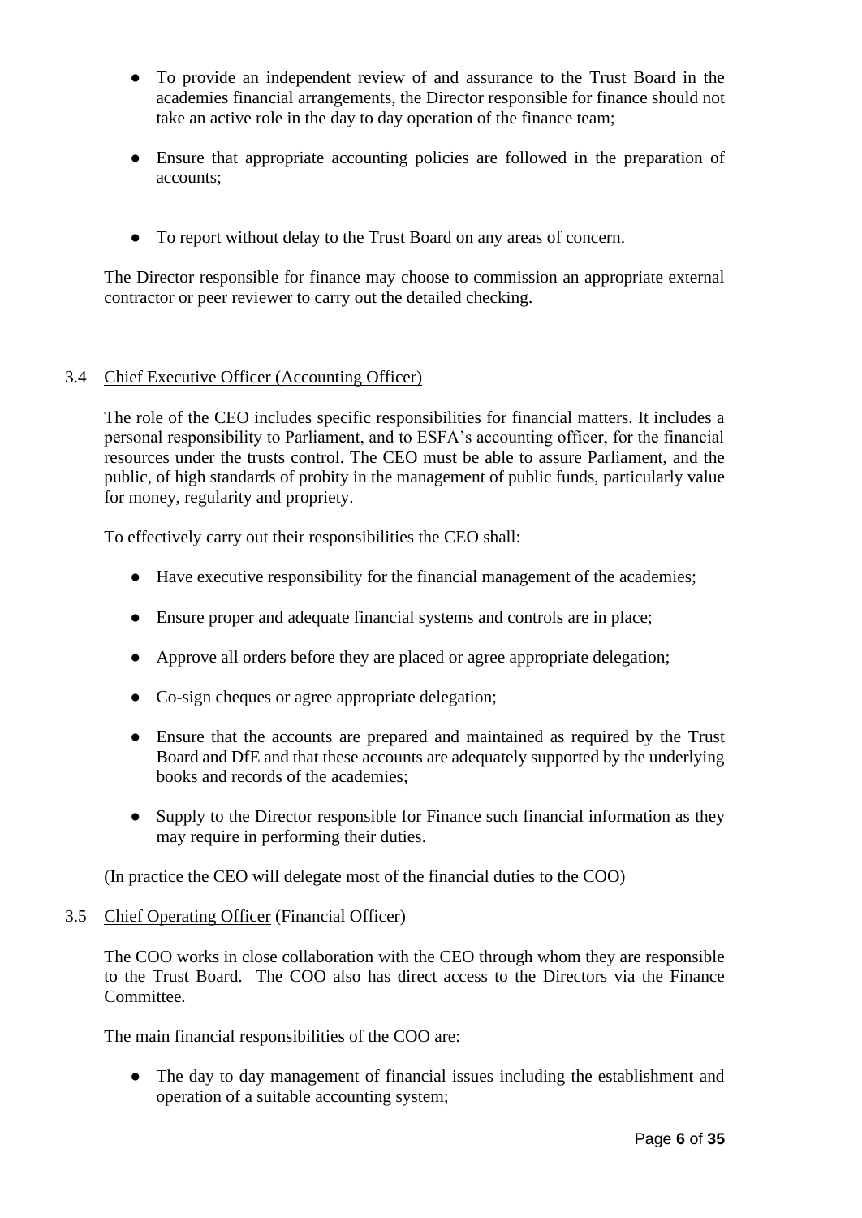- To provide an independent review of and assurance to the Trust Board in the academies financial arrangements, the Director responsible for finance should not take an active role in the day to day operation of the finance team;
- Ensure that appropriate accounting policies are followed in the preparation of accounts;
- To report without delay to the Trust Board on any areas of concern.

The Director responsible for finance may choose to commission an appropriate external contractor or peer reviewer to carry out the detailed checking.

### 3.4 Chief Executive Officer (Accounting Officer)

The role of the CEO includes specific responsibilities for financial matters. It includes a personal responsibility to Parliament, and to ESFA's accounting officer, for the financial resources under the trusts control. The CEO must be able to assure Parliament, and the public, of high standards of probity in the management of public funds, particularly value for money, regularity and propriety.

To effectively carry out their responsibilities the CEO shall:

- Have executive responsibility for the financial management of the academies;
- Ensure proper and adequate financial systems and controls are in place;
- Approve all orders before they are placed or agree appropriate delegation;
- Co-sign cheques or agree appropriate delegation;
- Ensure that the accounts are prepared and maintained as required by the Trust Board and DfE and that these accounts are adequately supported by the underlying books and records of the academies;
- Supply to the Director responsible for Finance such financial information as they may require in performing their duties.

(In practice the CEO will delegate most of the financial duties to the COO)

### 3.5 Chief Operating Officer (Financial Officer)

The COO works in close collaboration with the CEO through whom they are responsible to the Trust Board. The COO also has direct access to the Directors via the Finance Committee.

The main financial responsibilities of the COO are:

- The day to day management of financial issues including the establishment and operation of a suitable accounting system;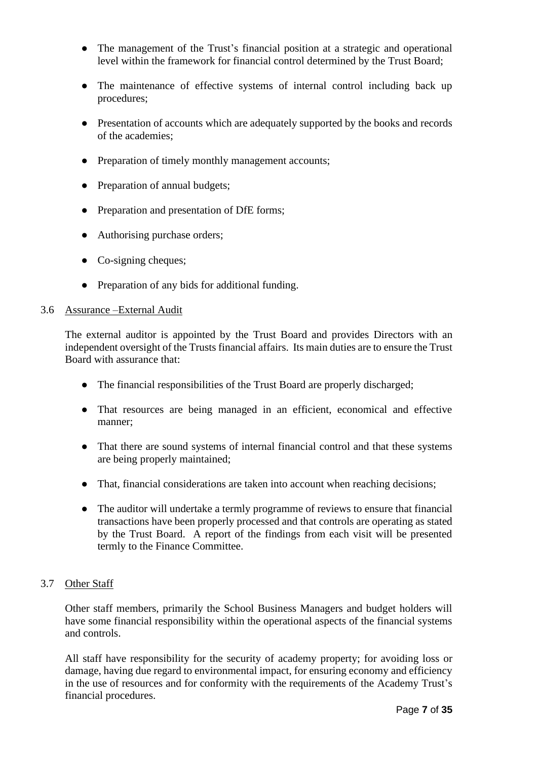- The management of the Trust's financial position at a strategic and operational level within the framework for financial control determined by the Trust Board;
- The maintenance of effective systems of internal control including back up procedures;
- Presentation of accounts which are adequately supported by the books and records of the academies;
- Preparation of timely monthly management accounts;
- Preparation of annual budgets;
- Preparation and presentation of DfE forms;
- Authorising purchase orders;
- Co-signing cheques;
- Preparation of any bids for additional funding.

### 3.6 Assurance –External Audit

The external auditor is appointed by the Trust Board and provides Directors with an independent oversight of the Trusts financial affairs. Its main duties are to ensure the Trust Board with assurance that:

- The financial responsibilities of the Trust Board are properly discharged;
- That resources are being managed in an efficient, economical and effective manner;
- That there are sound systems of internal financial control and that these systems are being properly maintained;
- That, financial considerations are taken into account when reaching decisions;
- The auditor will undertake a termly programme of reviews to ensure that financial transactions have been properly processed and that controls are operating as stated by the Trust Board. A report of the findings from each visit will be presented termly to the Finance Committee.

### 3.7 Other Staff

Other staff members, primarily the School Business Managers and budget holders will have some financial responsibility within the operational aspects of the financial systems and controls.

All staff have responsibility for the security of academy property; for avoiding loss or damage, having due regard to environmental impact, for ensuring economy and efficiency in the use of resources and for conformity with the requirements of the Academy Trust's financial procedures.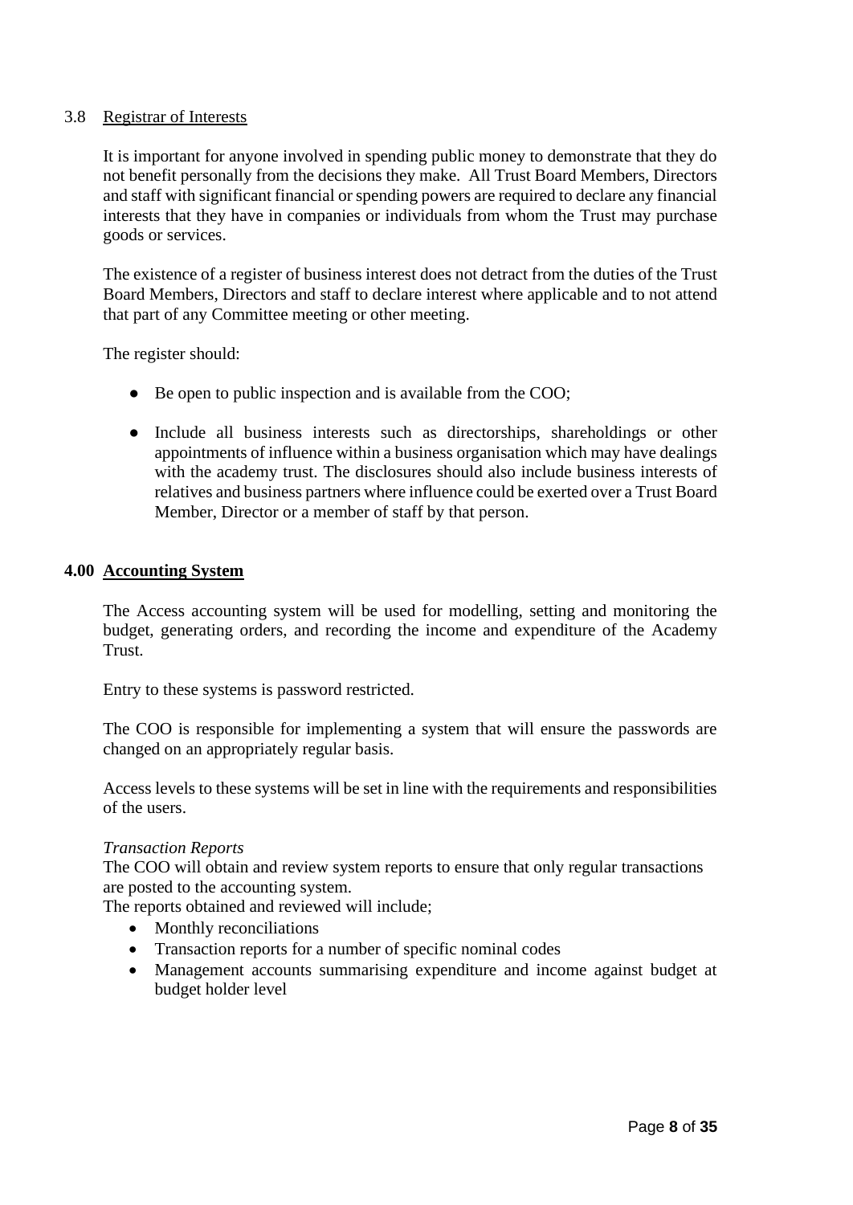### 3.8 Registrar of Interests

It is important for anyone involved in spending public money to demonstrate that they do not benefit personally from the decisions they make. All Trust Board Members, Directors and staff with significant financial or spending powers are required to declare any financial interests that they have in companies or individuals from whom the Trust may purchase goods or services.

The existence of a register of business interest does not detract from the duties of the Trust Board Members, Directors and staff to declare interest where applicable and to not attend that part of any Committee meeting or other meeting.

The register should:

- Be open to public inspection and is available from the COO;
- Include all business interests such as directorships, shareholdings or other appointments of influence within a business organisation which may have dealings with the academy trust. The disclosures should also include business interests of relatives and business partners where influence could be exerted over a Trust Board Member, Director or a member of staff by that person.

## 4.00 Accounting System

The Access accounting system will be used for modelling, setting and monitoring the budget, generating orders, and recording the income and expenditure of the Academy Trust.

Entry to these systems is password restricted.

The COO is responsible for implementing a system that will ensure the passwords are changed on an appropriately regular basis.

Access levels to these systems will be set in line with the requirements and responsibilities of the users.

*Transaction Reports*

The COO will obtain and review system reports to ensure that only regular transactions are posted to the accounting system.

The reports obtained and reviewed will include;

- Monthly reconciliations
- Transaction reports for a number of specific nominal codes
- Management accounts summarising expenditure and income against budget at budget holder level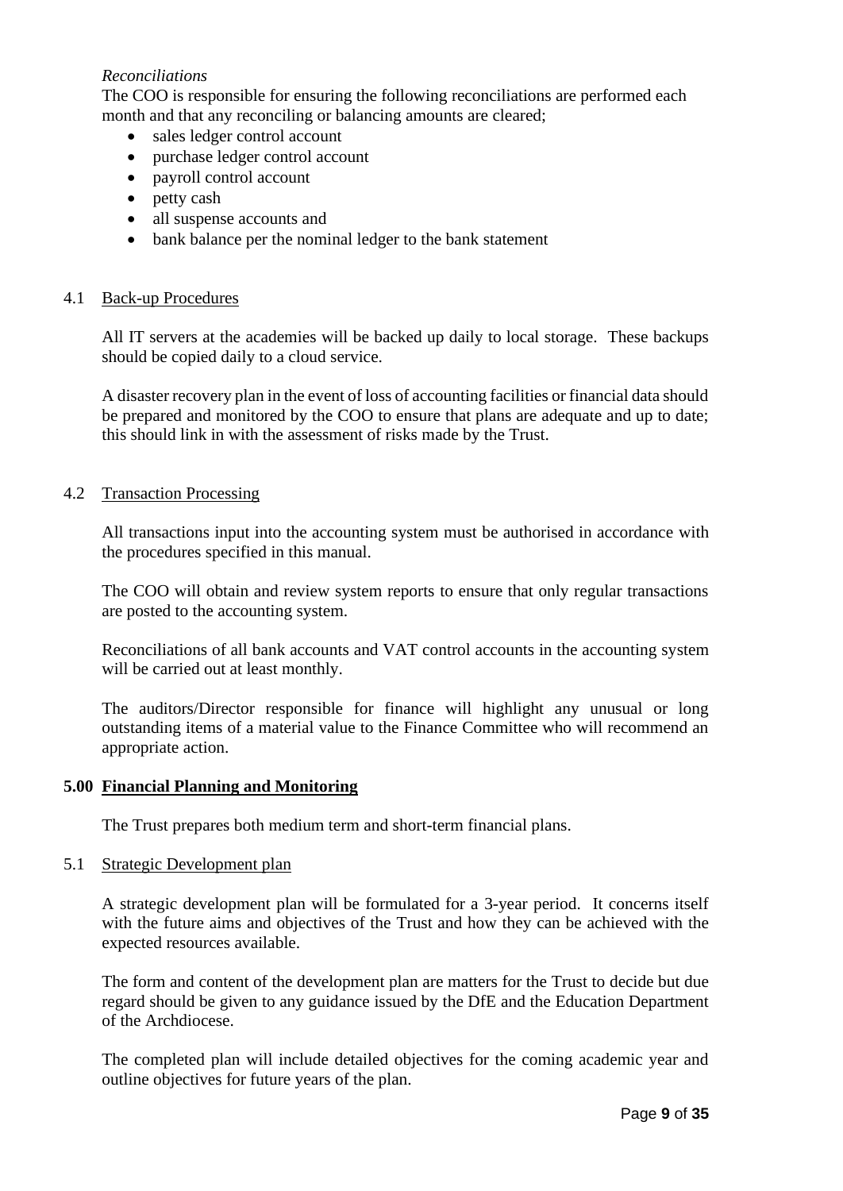*Reconciliations*

The COO is responsible for ensuring the following reconciliations are performed each month and that any reconciling or balancing amounts are cleared;

- sales ledger control account
- purchase ledger control account
- payroll control account
- petty cash
- all suspense accounts and
- bank balance per the nominal ledger to the bank statement

### 4.1 Back-up Procedures

All IT servers at the academies will be backed up daily to local storage. These backups should be copied daily to a cloud service.

A disaster recovery plan in the event of loss of accounting facilities or financial data should be prepared and monitored by the COO to ensure that plans are adequate and up to date; this should link in with the assessment of risks made by the Trust.

### 4.2 Transaction Processing

All transactions input into the accounting system must be authorised in accordance with the procedures specified in this manual.

The COO will obtain and review system reports to ensure that only regular transactions are posted to the accounting system.

Reconciliations of all bank accounts and VAT control accounts in the accounting system will be carried out at least monthly.

The auditors/Director responsible for finance will highlight any unusual or long outstanding items of a material value to the Finance Committee who will recommend an appropriate action.

## 5.00 Financial Planning and Monitoring

The Trust prepares both medium term and short-term financial plans.

### 5.1 Strategic Development plan

A strategic development plan will be formulated for a 3-year period. It concerns itself with the future aims and objectives of the Trust and how they can be achieved with the expected resources available.

The form and content of the development plan are matters for the Trust to decide but due regard should be given to any guidance issued by the DfE and the Education Department of the Archdiocese.

The completed plan will include detailed objectives for the coming academic year and outline objectives for future years of the plan.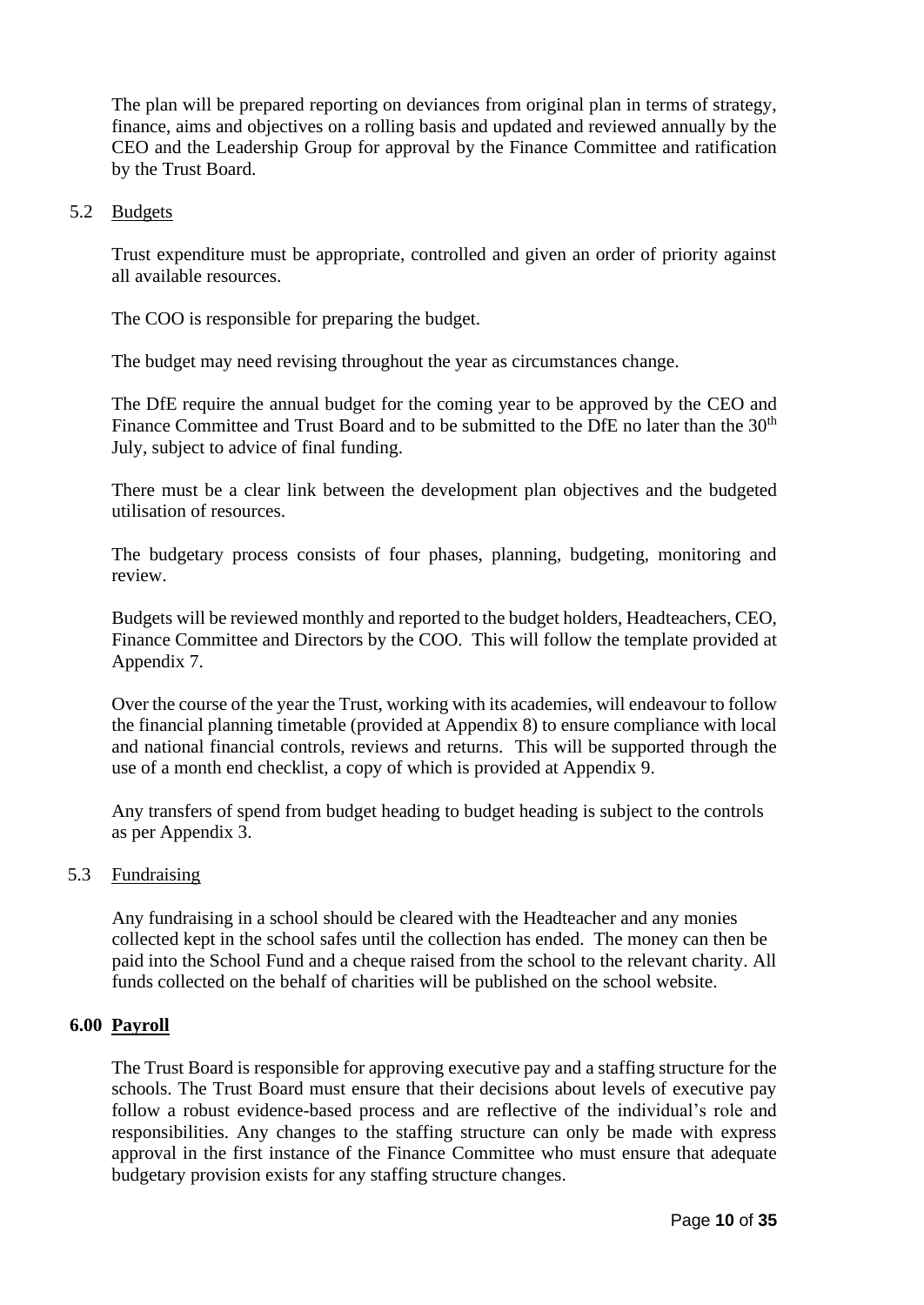The plan will be prepared reporting on deviances from original plan in terms of strategy, finance, aims and objectives on a rolling basis and updated and reviewed annually by the CEO and the Leadership Group for approval by the Finance Committee and ratification by the Trust Board.

### 5.2 Budgets

Trust expenditure must be appropriate, controlled and given an order of priority against all available resources.

The COO is responsible for preparing the budget.

The budget may need revising throughout the year as circumstances change.

The DfE require the annual budget for the coming year to be approved by the CEO and Finance Committee and Trust Board and to be submitted to the DfE no later than the 30th July, subject to advice of final funding.

There must be a clear link between the development plan objectives and the budgeted utilisation of resources.

The budgetary process consists of four phases, planning, budgeting, monitoring and review.

Budgets will be reviewed monthly and reported to the budget holders, Headteachers, CEO, Finance Committee and Directors by the COO. This will follow the template provided at Appendix 7.

Over the course of the year the Trust, working with its academies, will endeavour to follow the financial planning timetable (provided at Appendix 8) to ensure compliance with local and national financial controls, reviews and returns. This will be supported through the use of a month end checklist, a copy of which is provided at Appendix 9.

Any transfers of spend from budget heading to budget heading is subject to the controls as per Appendix 3.

### 5.3 Fundraising

Any fundraising in a school should be cleared with the Headteacher and any monies collected kept in the school safes until the collection has ended. The money can then be paid into the School Fund and a cheque raised from the school to the relevant charity. All funds collected on the behalf of charities will be published on the school website.

## 6.00 Payroll

The Trust Board is responsible for approving executive pay and a staffing structure for the schools. The Trust Board must ensure that their decisions about levels of executive pay follow a robust evidence-based process and are reflective of the individual's role and responsibilities. Any changes to the staffing structure can only be made with express approval in the first instance of the Finance Committee who must ensure that adequate budgetary provision exists for any staffing structure changes.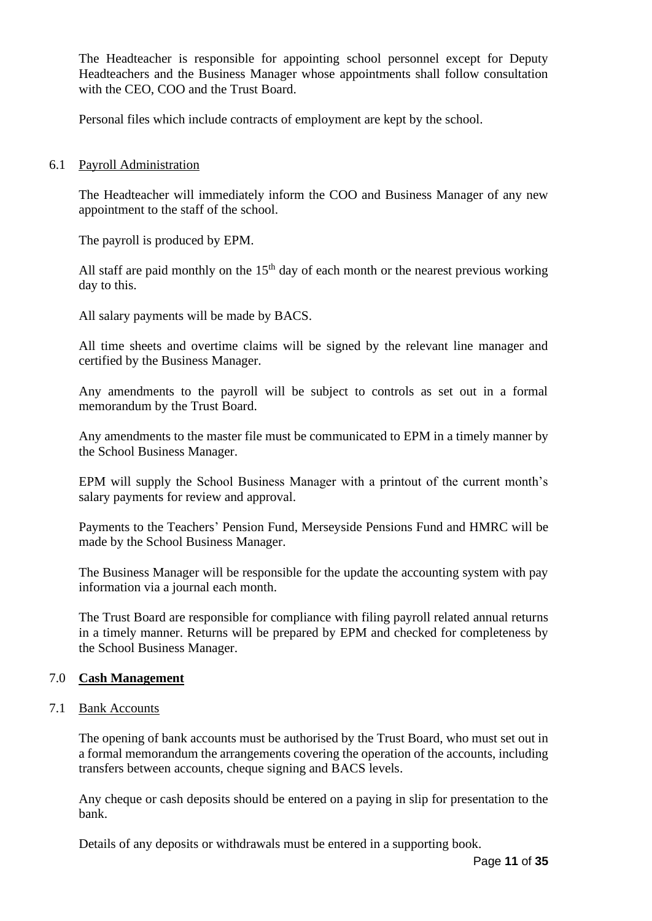The Headteacher is responsible for appointing school personnel except for Deputy Headteachers and the Business Manager whose appointments shall follow consultation with the CEO, COO and the Trust Board.

Personal files which include contracts of employment are kept by the school.

### 6.1 Payroll Administration

The Headteacher will immediately inform the COO and Business Manager of any new appointment to the staff of the school.

The payroll is produced by EPM.

All staff are paid monthly on the 15th day of each month or the nearest previous working day to this.

All salary payments will be made by BACS.

All time sheets and overtime claims will be signed by the relevant line manager and certified by the Business Manager.

Any amendments to the payroll will be subject to controls as set out in a formal memorandum by the Trust Board.

Any amendments to the master file must be communicated to EPM in a timely manner by the School Business Manager.

EPM will supply the School Business Manager with a printout of the current month's salary payments for review and approval.

Payments to the Teachers' Pension Fund, Merseyside Pensions Fund and HMRC will be made by the School Business Manager.

The Business Manager will be responsible for the update the accounting system with pay information via a journal each month.

The Trust Board are responsible for compliance with filing payroll related annual returns in a timely manner. Returns will be prepared by EPM and checked for completeness by the School Business Manager.

## 7.0 **Cash Management**

### 7.1 Bank Accounts

The opening of bank accounts must be authorised by the Trust Board, who must set out in a formal memorandum the arrangements covering the operation of the accounts, including transfers between accounts, cheque signing and BACS levels.

Any cheque or cash deposits should be entered on a paying in slip for presentation to the bank.

Details of any deposits or withdrawals must be entered in a supporting book.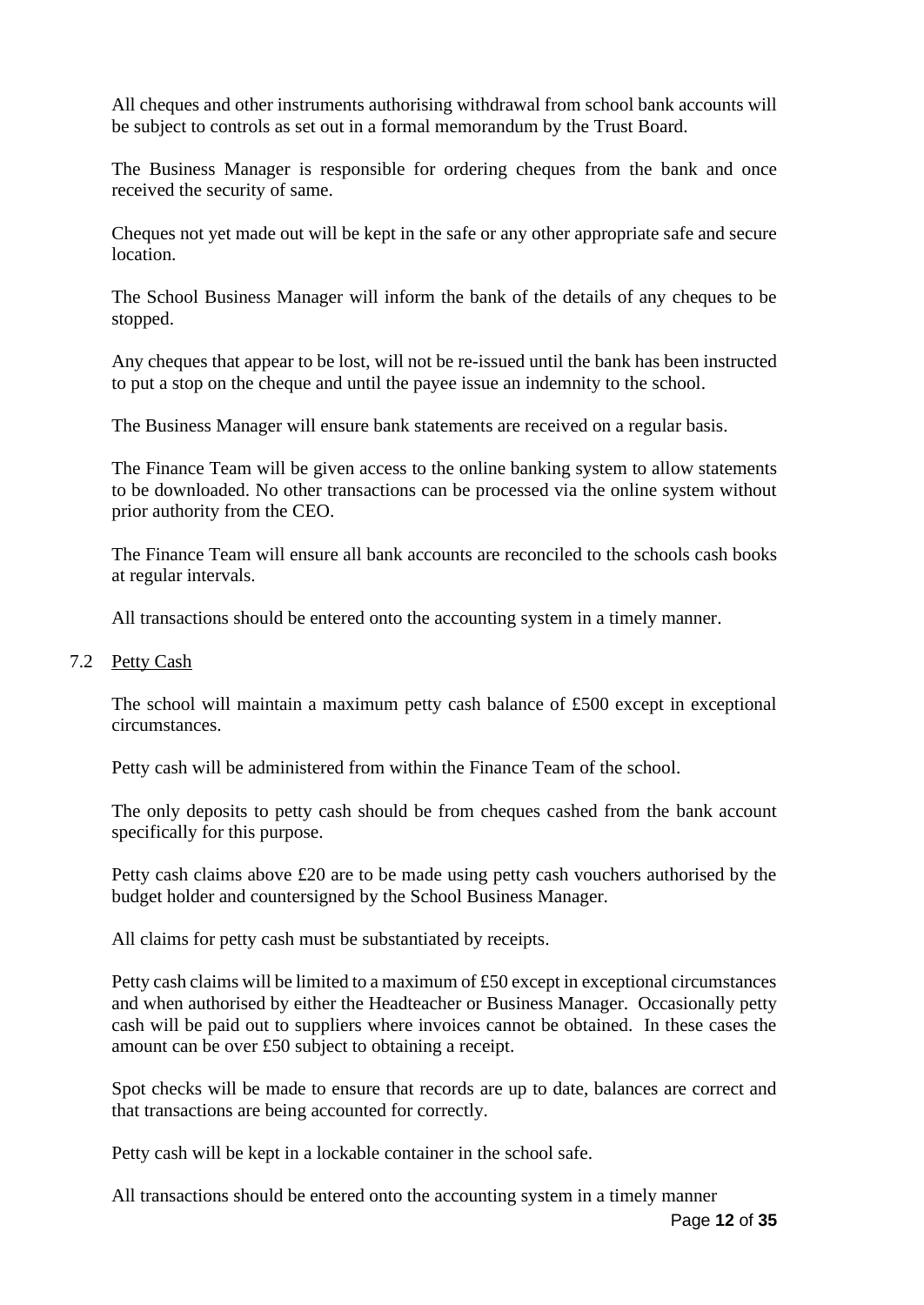All cheques and other instruments authorising withdrawal from school bank accounts will be subject to controls as set out in a formal memorandum by the Trust Board.

The Business Manager is responsible for ordering cheques from the bank and once received the security of same.

Cheques not yet made out will be kept in the safe or any other appropriate safe and secure location.

The School Business Manager will inform the bank of the details of any cheques to be stopped.

Any cheques that appear to be lost, will not be re-issued until the bank has been instructed to put a stop on the cheque and until the payee issue an indemnity to the school.

The Business Manager will ensure bank statements are received on a regular basis.

The Finance Team will be given access to the online banking system to allow statements to be downloaded. No other transactions can be processed via the online system without prior authority from the CEO.

The Finance Team will ensure all bank accounts are reconciled to the schools cash books at regular intervals.

All transactions should be entered onto the accounting system in a timely manner.

### 7.2 Petty Cash

The school will maintain a maximum petty cash balance of £500 except in exceptional circumstances.

Petty cash will be administered from within the Finance Team of the school.

The only deposits to petty cash should be from cheques cashed from the bank account specifically for this purpose.

Petty cash claims above £20 are to be made using petty cash vouchers authorised by the budget holder and countersigned by the School Business Manager.

All claims for petty cash must be substantiated by receipts.

Petty cash claims will be limited to a maximum of £50 except in exceptional circumstances and when authorised by either the Headteacher or Business Manager. Occasionally petty cash will be paid out to suppliers where invoices cannot be obtained. In these cases the amount can be over £50 subject to obtaining a receipt.

Spot checks will be made to ensure that records are up to date, balances are correct and that transactions are being accounted for correctly.

Petty cash will be kept in a lockable container in the school safe.

All transactions should be entered onto the accounting system in a timely manner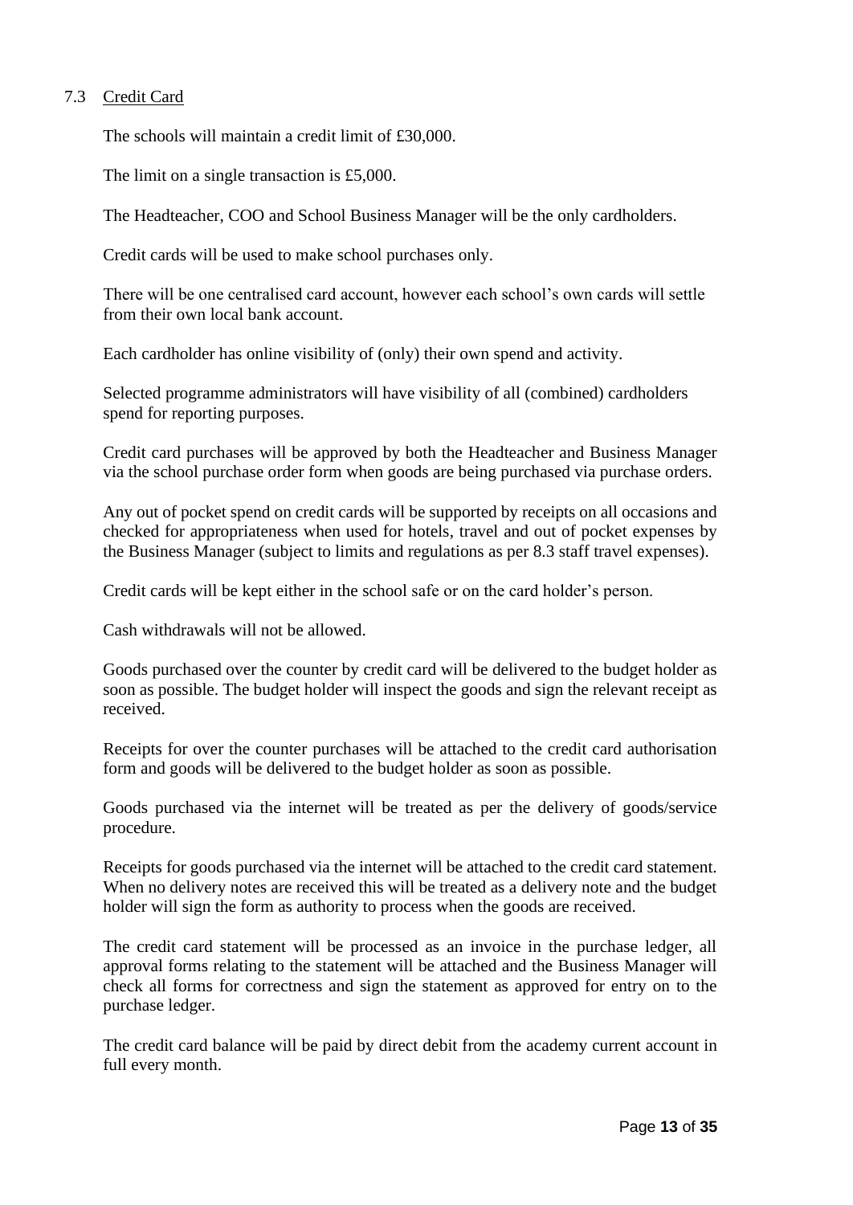### 7.3 Credit Card

The schools will maintain a credit limit of £30,000.

The limit on a single transaction is £5,000.

The Headteacher, COO and School Business Manager will be the only cardholders.

Credit cards will be used to make school purchases only.

There will be one centralised card account, however each school's own cards will settle from their own local bank account.

Each cardholder has online visibility of (only) their own spend and activity.

Selected programme administrators will have visibility of all (combined) cardholders spend for reporting purposes.

Credit card purchases will be approved by both the Headteacher and Business Manager via the school purchase order form when goods are being purchased via purchase orders.

Any out of pocket spend on credit cards will be supported by receipts on all occasions and checked for appropriateness when used for hotels, travel and out of pocket expenses by the Business Manager (subject to limits and regulations as per 8.3 staff travel expenses).

Credit cards will be kept either in the school safe or on the card holder's person.

Cash withdrawals will not be allowed.

Goods purchased over the counter by credit card will be delivered to the budget holder as soon as possible. The budget holder will inspect the goods and sign the relevant receipt as received.

Receipts for over the counter purchases will be attached to the credit card authorisation form and goods will be delivered to the budget holder as soon as possible.

Goods purchased via the internet will be treated as per the delivery of goods/service procedure.

Receipts for goods purchased via the internet will be attached to the credit card statement. When no delivery notes are received this will be treated as a delivery note and the budget holder will sign the form as authority to process when the goods are received.

The credit card statement will be processed as an invoice in the purchase ledger, all approval forms relating to the statement will be attached and the Business Manager will check all forms for correctness and sign the statement as approved for entry on to the purchase ledger.

The credit card balance will be paid by direct debit from the academy current account in full every month.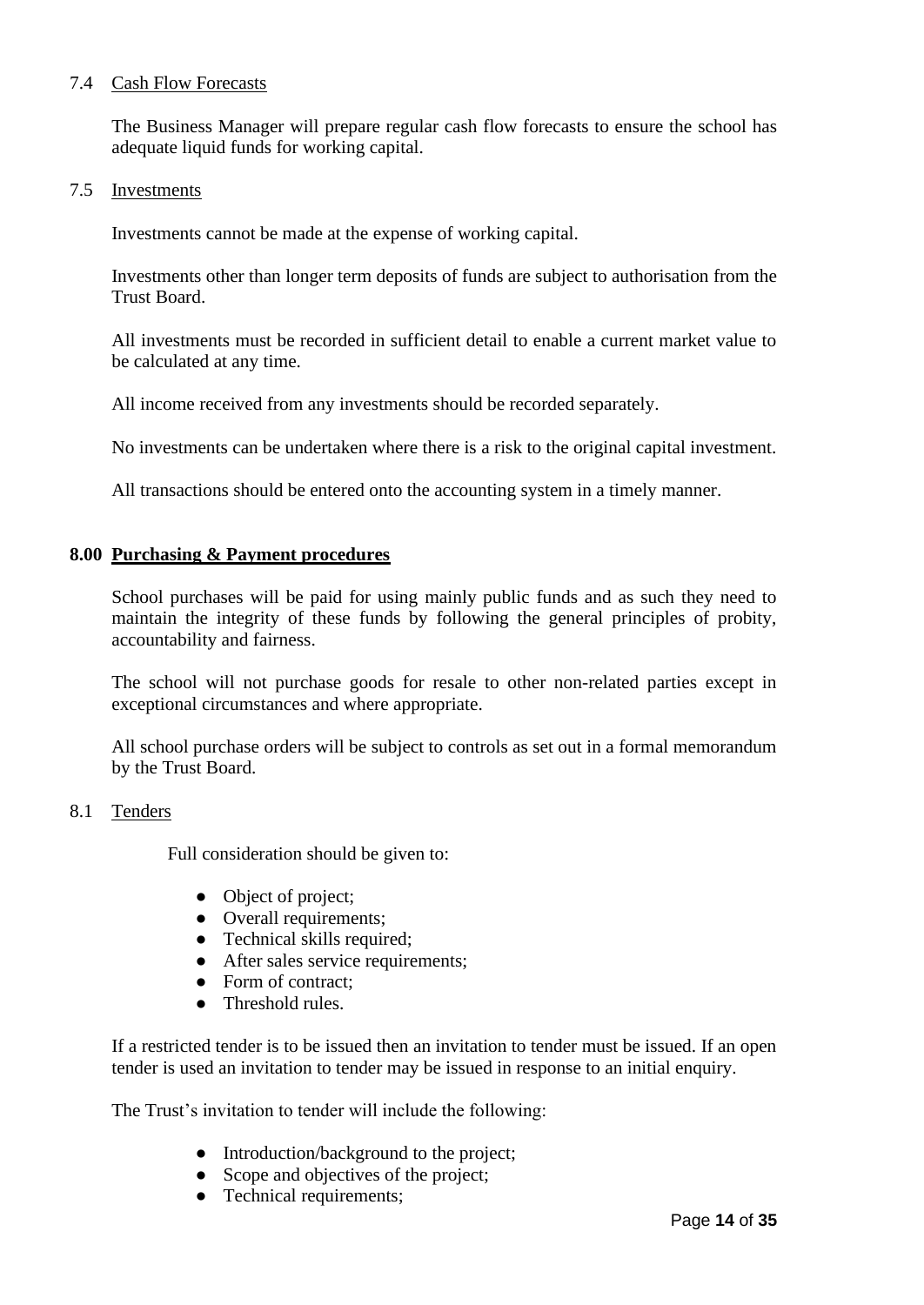### 7.4 Cash Flow Forecasts

The Business Manager will prepare regular cash flow forecasts to ensure the school has adequate liquid funds for working capital.

### 7.5 Investments

Investments cannot be made at the expense of working capital.

Investments other than longer term deposits of funds are subject to authorisation from the Trust Board.

All investments must be recorded in sufficient detail to enable a current market value to be calculated at any time.

All income received from any investments should be recorded separately.

No investments can be undertaken where there is a risk to the original capital investment.

All transactions should be entered onto the accounting system in a timely manner.

## 8.00 Purchasing & Payment procedures

School purchases will be paid for using mainly public funds and as such they need to maintain the integrity of these funds by following the general principles of probity, accountability and fairness.

The school will not purchase goods for resale to other non-related parties except in exceptional circumstances and where appropriate.

All school purchase orders will be subject to controls as set out in a formal memorandum by the Trust Board.

### 8.1 Tenders

Full consideration should be given to:

- Object of project;
- Overall requirements;
- Technical skills required;
- After sales service requirements;
- Form of contract;
- Threshold rules.

If a restricted tender is to be issued then an invitation to tender must be issued. If an open tender is used an invitation to tender may be issued in response to an initial enquiry.

The Trust's invitation to tender will include the following:

- Introduction/background to the project;
- Scope and objectives of the project;
- Technical requirements;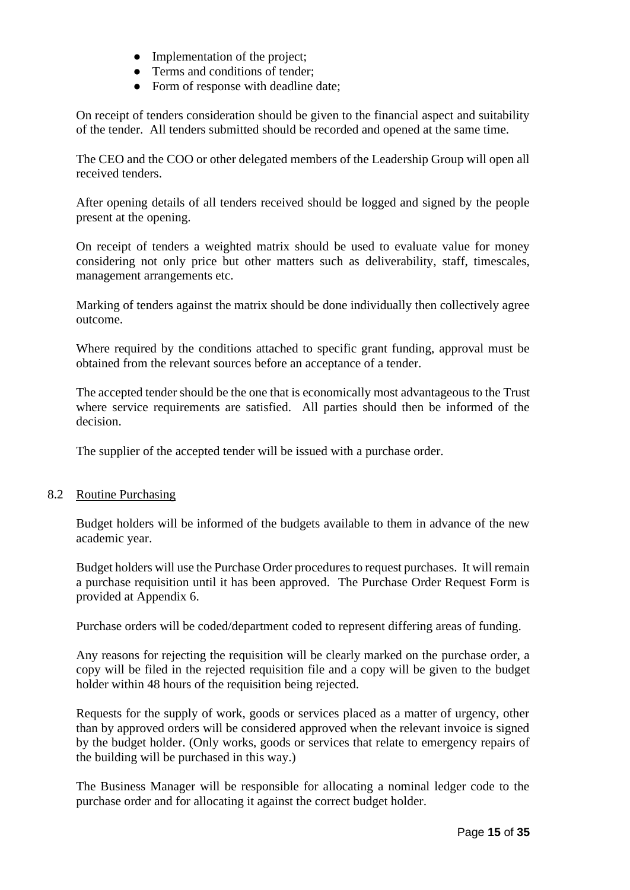- Implementation of the project;
- Terms and conditions of tender;
- Form of response with deadline date;

On receipt of tenders consideration should be given to the financial aspect and suitability of the tender. All tenders submitted should be recorded and opened at the same time.

The CEO and the COO or other delegated members of the Leadership Group will open all received tenders.

After opening details of all tenders received should be logged and signed by the people present at the opening.

On receipt of tenders a weighted matrix should be used to evaluate value for money considering not only price but other matters such as deliverability, staff, timescales, management arrangements etc.

Marking of tenders against the matrix should be done individually then collectively agree outcome.

Where required by the conditions attached to specific grant funding, approval must be obtained from the relevant sources before an acceptance of a tender.

The accepted tender should be the one that is economically most advantageous to the Trust where service requirements are satisfied. All parties should then be informed of the decision.

The supplier of the accepted tender will be issued with a purchase order.

### 8.2 Routine Purchasing

Budget holders will be informed of the budgets available to them in advance of the new academic year.

Budget holders will use the Purchase Order procedures to request purchases. It will remain a purchase requisition until it has been approved. The Purchase Order Request Form is provided at Appendix 6.

Purchase orders will be coded/department coded to represent differing areas of funding.

Any reasons for rejecting the requisition will be clearly marked on the purchase order, a copy will be filed in the rejected requisition file and a copy will be given to the budget holder within 48 hours of the requisition being rejected.

Requests for the supply of work, goods or services placed as a matter of urgency, other than by approved orders will be considered approved when the relevant invoice is signed by the budget holder. (Only works, goods or services that relate to emergency repairs of the building will be purchased in this way.)

The Business Manager will be responsible for allocating a nominal ledger code to the purchase order and for allocating it against the correct budget holder.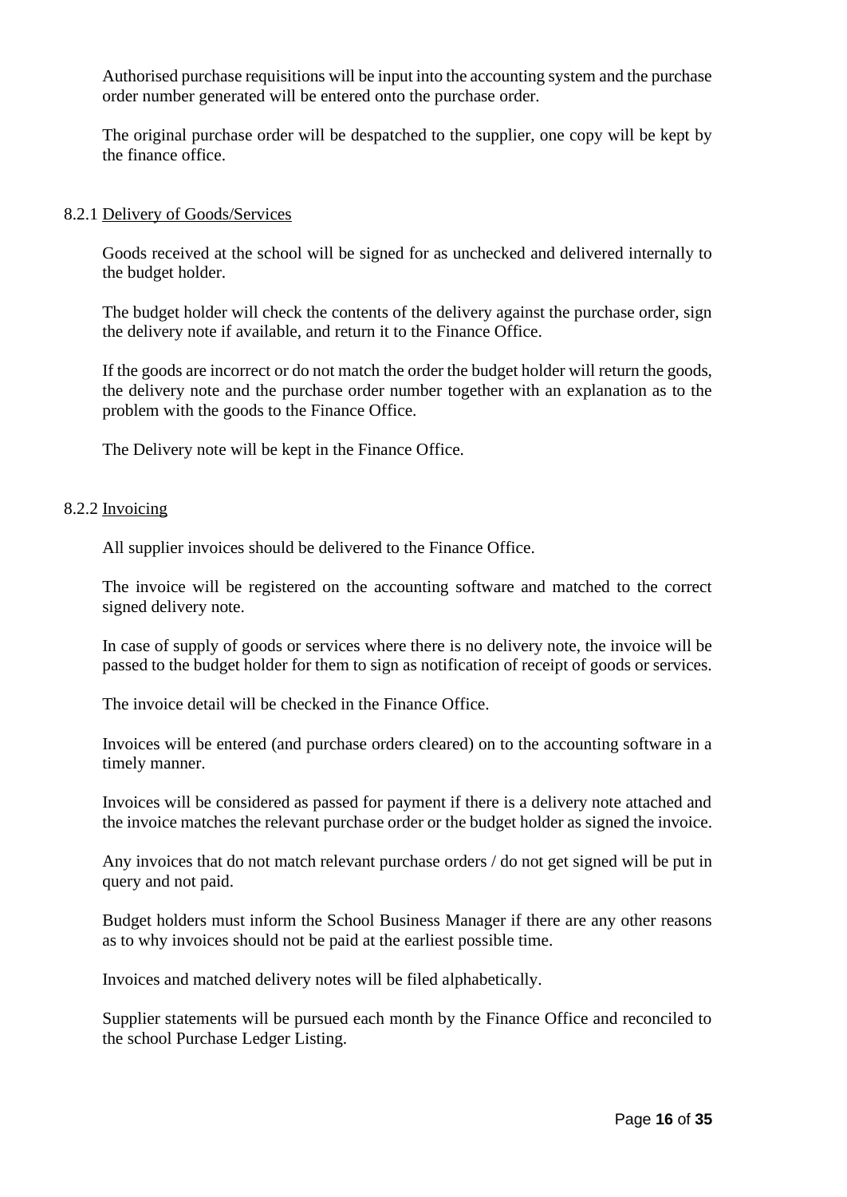Authorised purchase requisitions will be input into the accounting system and the purchase order number generated will be entered onto the purchase order.

The original purchase order will be despatched to the supplier, one copy will be kept by the finance office.

### 8.2.1 Delivery of Goods/Services

Goods received at the school will be signed for as unchecked and delivered internally to the budget holder.

The budget holder will check the contents of the delivery against the purchase order, sign the delivery note if available, and return it to the Finance Office.

If the goods are incorrect or do not match the order the budget holder will return the goods, the delivery note and the purchase order number together with an explanation as to the problem with the goods to the Finance Office.

The Delivery note will be kept in the Finance Office.

### 8.2.2 Invoicing

All supplier invoices should be delivered to the Finance Office.

The invoice will be registered on the accounting software and matched to the correct signed delivery note.

In case of supply of goods or services where there is no delivery note, the invoice will be passed to the budget holder for them to sign as notification of receipt of goods or services.

The invoice detail will be checked in the Finance Office.

Invoices will be entered (and purchase orders cleared) on to the accounting software in a timely manner.

Invoices will be considered as passed for payment if there is a delivery note attached and the invoice matches the relevant purchase order or the budget holder as signed the invoice.

Any invoices that do not match relevant purchase orders / do not get signed will be put in query and not paid.

Budget holders must inform the School Business Manager if there are any other reasons as to why invoices should not be paid at the earliest possible time.

Invoices and matched delivery notes will be filed alphabetically.

Supplier statements will be pursued each month by the Finance Office and reconciled to the school Purchase Ledger Listing.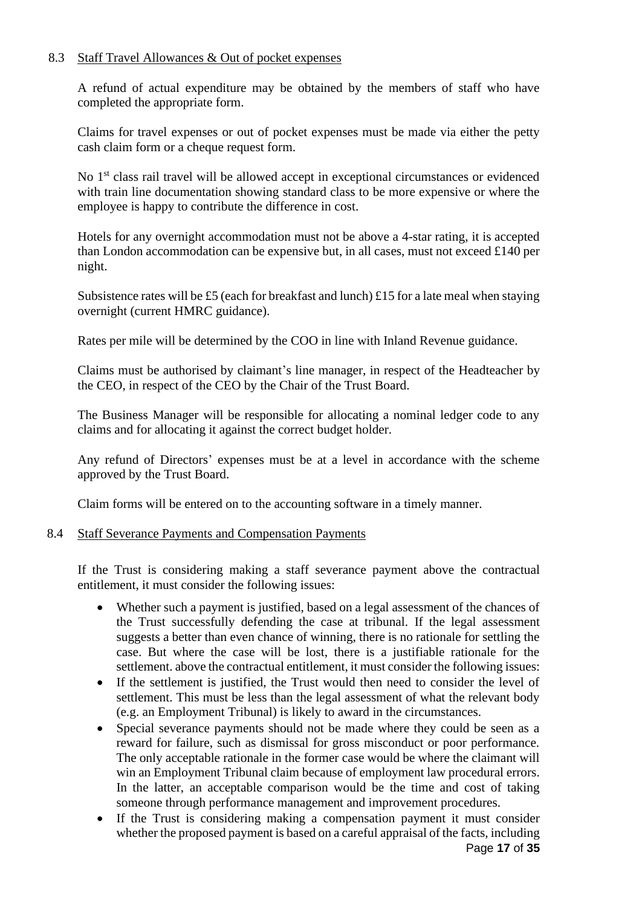### 8.3 Staff Travel Allowances & Out of pocket expenses

A refund of actual expenditure may be obtained by the members of staff who have completed the appropriate form.

Claims for travel expenses or out of pocket expenses must be made via either the petty cash claim form or a cheque request form.

No 1st class rail travel will be allowed accept in exceptional circumstances or evidenced with train line documentation showing standard class to be more expensive or where the employee is happy to contribute the difference in cost.

Hotels for any overnight accommodation must not be above a 4-star rating, it is accepted than London accommodation can be expensive but, in all cases, must not exceed £140 per night.

Subsistence rates will be £5 (each for breakfast and lunch) £15 for a late meal when staying overnight (current HMRC guidance).

Rates per mile will be determined by the COO in line with Inland Revenue guidance.

Claims must be authorised by claimant's line manager, in respect of the Headteacher by the CEO, in respect of the CEO by the Chair of the Trust Board.

The Business Manager will be responsible for allocating a nominal ledger code to any claims and for allocating it against the correct budget holder.

Any refund of Directors' expenses must be at a level in accordance with the scheme approved by the Trust Board.

Claim forms will be entered on to the accounting software in a timely manner.

### 8.4 Staff Severance Payments and Compensation Payments

If the Trust is considering making a staff severance payment above the contractual entitlement, it must consider the following issues:

- Whether such a payment is justified, based on a legal assessment of the chances of the Trust successfully defending the case at tribunal. If the legal assessment suggests a better than even chance of winning, there is no rationale for settling the case. But where the case will be lost, there is a justifiable rationale for the settlement. above the contractual entitlement, it must consider the following issues:
- If the settlement is justified, the Trust would then need to consider the level of settlement. This must be less than the legal assessment of what the relevant body (e.g. an Employment Tribunal) is likely to award in the circumstances.
- Special severance payments should not be made where they could be seen as a reward for failure, such as dismissal for gross misconduct or poor performance. The only acceptable rationale in the former case would be where the claimant will win an Employment Tribunal claim because of employment law procedural errors. In the latter, an acceptable comparison would be the time and cost of taking someone through performance management and improvement procedures.
- If the Trust is considering making a compensation payment it must consider whether the proposed payment is based on a careful appraisal of the facts, including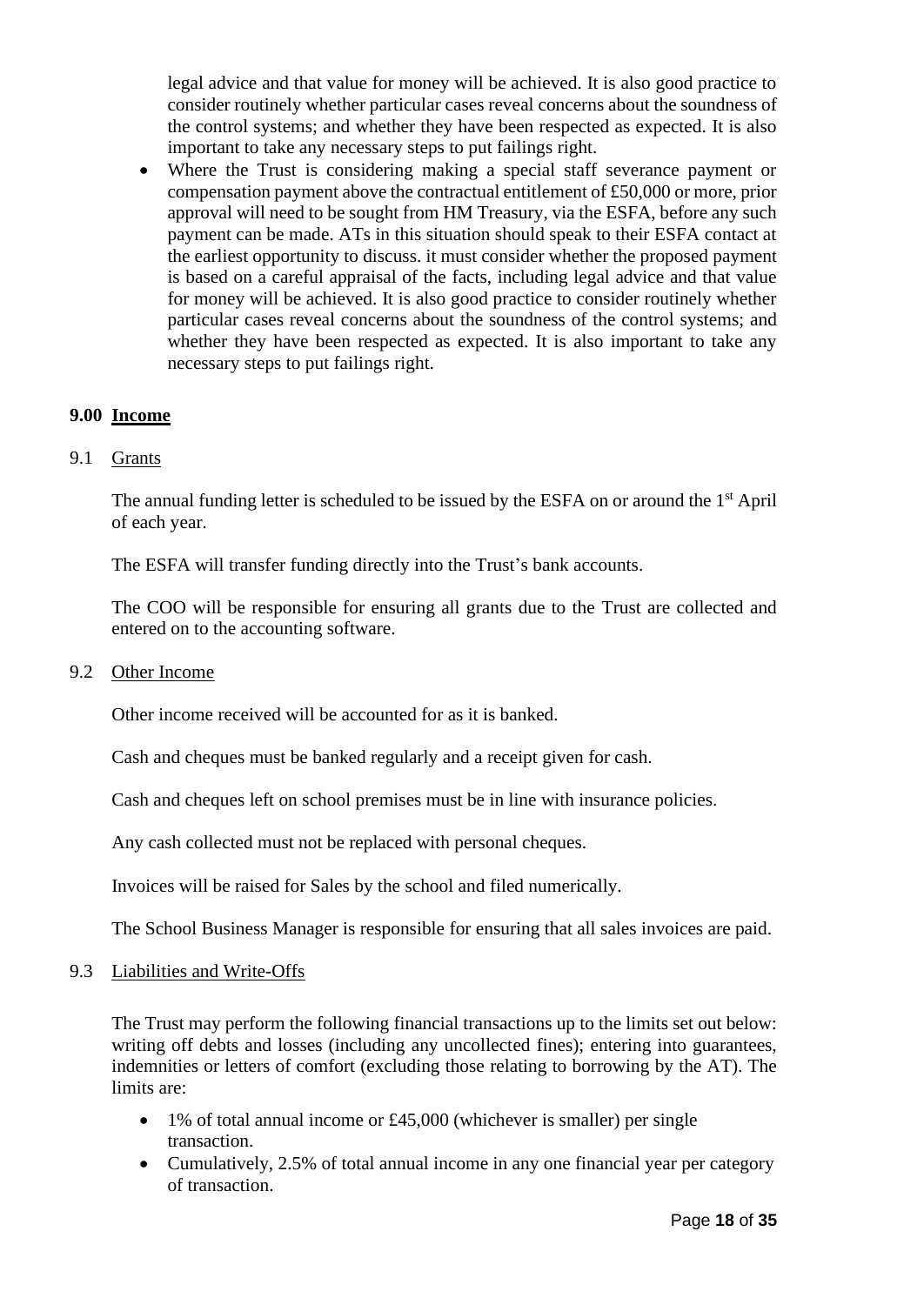legal advice and that value for money will be achieved. It is also good practice to consider routinely whether particular cases reveal concerns about the soundness of the control systems; and whether they have been respected as expected. It is also important to take any necessary steps to put failings right.

- Where the Trust is considering making a special staff severance payment or compensation payment above the contractual entitlement of £50,000 or more, prior approval will need to be sought from HM Treasury, via the ESFA, before any such payment can be made. ATs in this situation should speak to their ESFA contact at the earliest opportunity to discuss. it must consider whether the proposed payment is based on a careful appraisal of the facts, including legal advice and that value for money will be achieved. It is also good practice to consider routinely whether particular cases reveal concerns about the soundness of the control systems; and whether they have been respected as expected. It is also important to take any necessary steps to put failings right.

## 9.00 Income

### 9.1 Grants

The annual funding letter is scheduled to be issued by the ESFA on or around the 1st April of each year.

The ESFA will transfer funding directly into the Trust's bank accounts.

The COO will be responsible for ensuring all grants due to the Trust are collected and entered on to the accounting software.

### 9.2 Other Income

Other income received will be accounted for as it is banked.

Cash and cheques must be banked regularly and a receipt given for cash.

Cash and cheques left on school premises must be in line with insurance policies.

Any cash collected must not be replaced with personal cheques.

Invoices will be raised for Sales by the school and filed numerically.

The School Business Manager is responsible for ensuring that all sales invoices are paid.

### 9.3 Liabilities and Write-Offs

The Trust may perform the following financial transactions up to the limits set out below: writing off debts and losses (including any uncollected fines); entering into guarantees, indemnities or letters of comfort (excluding those relating to borrowing by the AT). The limits are:

- 1% of total annual income or £45,000 (whichever is smaller) per single transaction.
- Cumulatively, 2.5% of total annual income in any one financial year per category of transaction.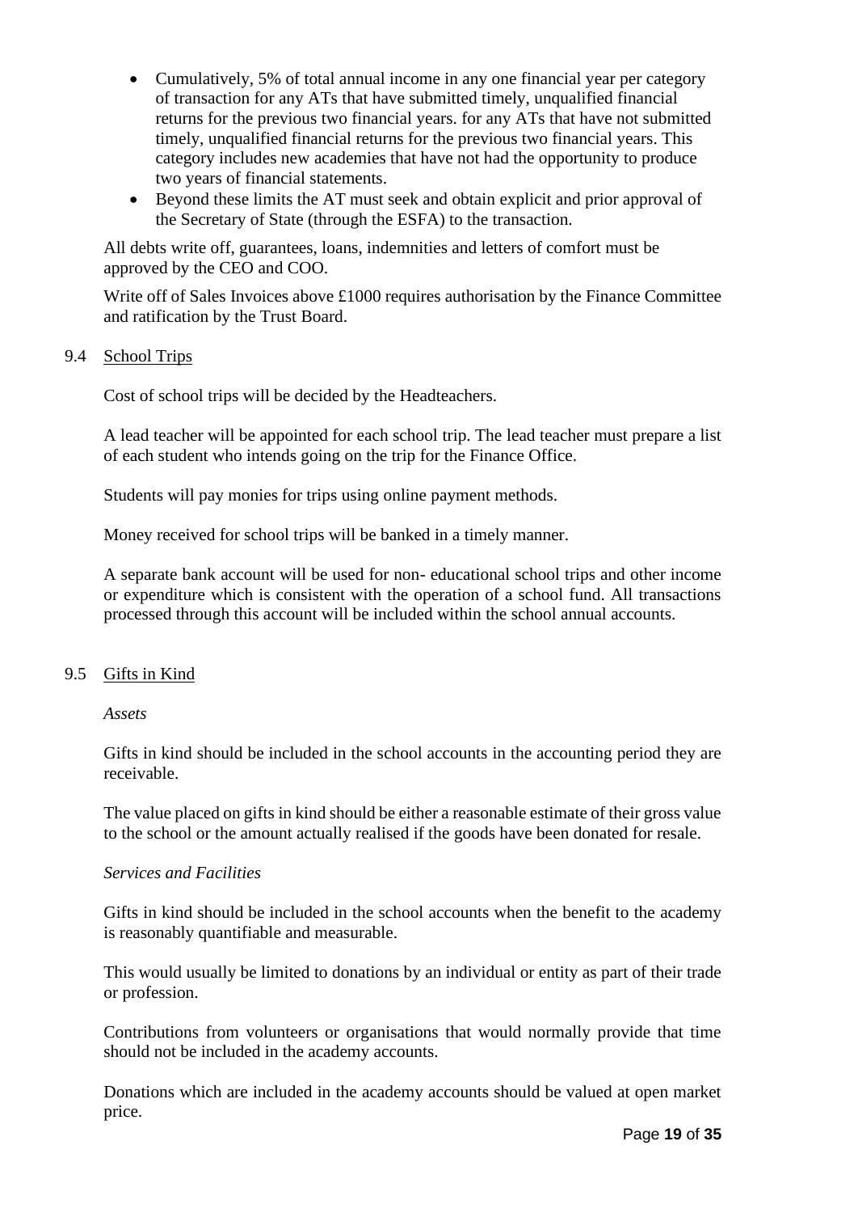- Cumulatively, 5% of total annual income in any one financial year per category of transaction for any ATs that have submitted timely, unqualified financial returns for the previous two financial years. for any ATs that have not submitted timely, unqualified financial returns for the previous two financial years. This category includes new academies that have not had the opportunity to produce two years of financial statements.
- Beyond these limits the AT must seek and obtain explicit and prior approval of the Secretary of State (through the ESFA) to the transaction.

All debts write off, guarantees, loans, indemnities and letters of comfort must be approved by the CEO and COO.

Write off of Sales Invoices above £1000 requires authorisation by the Finance Committee and ratification by the Trust Board.

### 9.4 School Trips

Cost of school trips will be decided by the Headteachers.

A lead teacher will be appointed for each school trip. The lead teacher must prepare a list of each student who intends going on the trip for the Finance Office.

Students will pay monies for trips using online payment methods.

Money received for school trips will be banked in a timely manner.

A separate bank account will be used for non- educational school trips and other income or expenditure which is consistent with the operation of a school fund. All transactions processed through this account will be included within the school annual accounts.

### 9.5 Gifts in Kind

*Assets*

Gifts in kind should be included in the school accounts in the accounting period they are receivable.

The value placed on gifts in kind should be either a reasonable estimate of their gross value to the school or the amount actually realised if the goods have been donated for resale.

*Services and Facilities*

Gifts in kind should be included in the school accounts when the benefit to the academy is reasonably quantifiable and measurable.

This would usually be limited to donations by an individual or entity as part of their trade or profession.

Contributions from volunteers or organisations that would normally provide that time should not be included in the academy accounts.

Donations which are included in the academy accounts should be valued at open market price.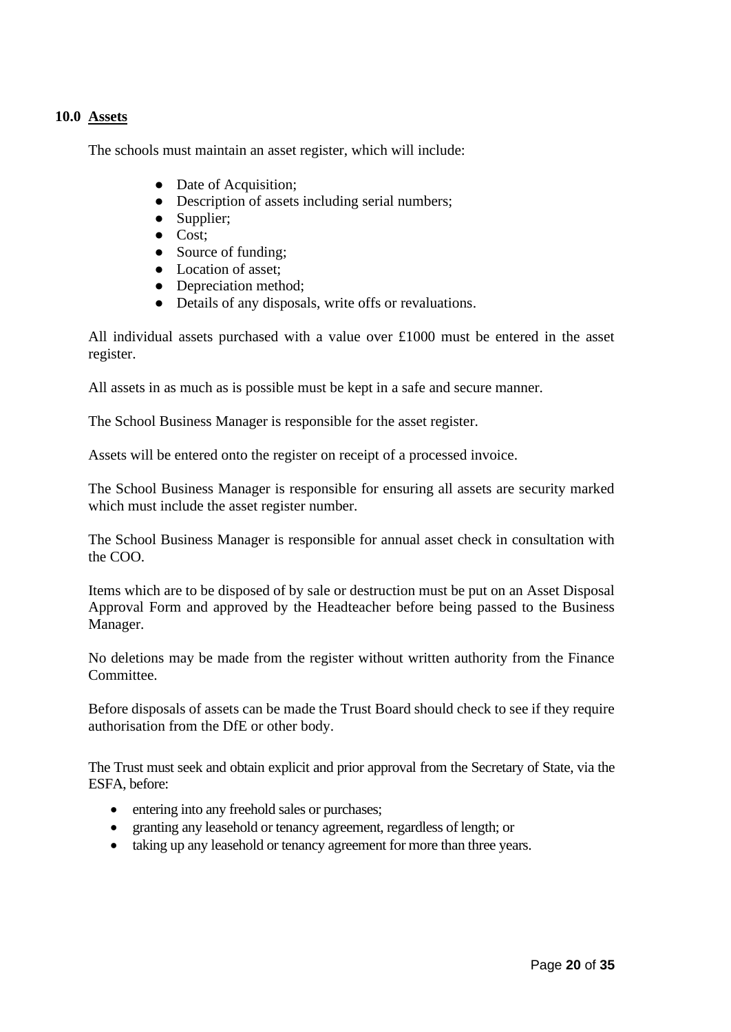## 10.0 Assets

The schools must maintain an asset register, which will include:

- Date of Acquisition;
- Description of assets including serial numbers;
- Supplier;
- Cost;
- Source of funding;
- Location of asset;
- Depreciation method;
- Details of any disposals, write offs or revaluations.

All individual assets purchased with a value over £1000 must be entered in the asset register.

All assets in as much as is possible must be kept in a safe and secure manner.

The School Business Manager is responsible for the asset register.

Assets will be entered onto the register on receipt of a processed invoice.

The School Business Manager is responsible for ensuring all assets are security marked which must include the asset register number.

The School Business Manager is responsible for annual asset check in consultation with the COO.

Items which are to be disposed of by sale or destruction must be put on an Asset Disposal Approval Form and approved by the Headteacher before being passed to the Business Manager.

No deletions may be made from the register without written authority from the Finance Committee.

Before disposals of assets can be made the Trust Board should check to see if they require authorisation from the DfE or other body.

The Trust must seek and obtain explicit and prior approval from the Secretary of State, via the ESFA, before:

- entering into any freehold sales or purchases;
- granting any leasehold or tenancy agreement, regardless of length; or
- taking up any leasehold or tenancy agreement for more than three years.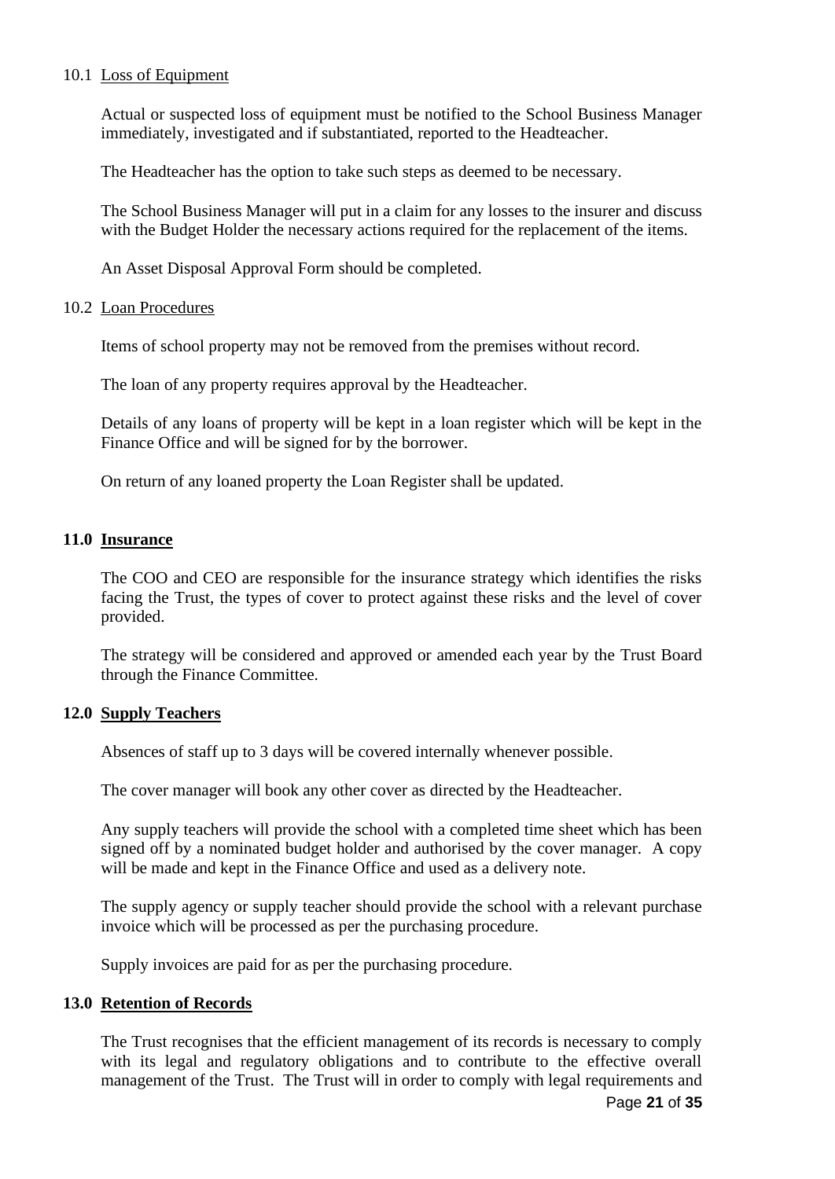### 10.1 Loss of Equipment

Actual or suspected loss of equipment must be notified to the School Business Manager immediately, investigated and if substantiated, reported to the Headteacher.

The Headteacher has the option to take such steps as deemed to be necessary.

The School Business Manager will put in a claim for any losses to the insurer and discuss with the Budget Holder the necessary actions required for the replacement of the items.

An Asset Disposal Approval Form should be completed.

### 10.2 Loan Procedures

Items of school property may not be removed from the premises without record.

The loan of any property requires approval by the Headteacher.

Details of any loans of property will be kept in a loan register which will be kept in the Finance Office and will be signed for by the borrower.

On return of any loaned property the Loan Register shall be updated.

## 11.0 Insurance

The COO and CEO are responsible for the insurance strategy which identifies the risks facing the Trust, the types of cover to protect against these risks and the level of cover provided.

The strategy will be considered and approved or amended each year by the Trust Board through the Finance Committee.

## 12.0 Supply Teachers

Absences of staff up to 3 days will be covered internally whenever possible.

The cover manager will book any other cover as directed by the Headteacher.

Any supply teachers will provide the school with a completed time sheet which has been signed off by a nominated budget holder and authorised by the cover manager. A copy will be made and kept in the Finance Office and used as a delivery note.

The supply agency or supply teacher should provide the school with a relevant purchase invoice which will be processed as per the purchasing procedure.

Supply invoices are paid for as per the purchasing procedure.

## 13.0 Retention of Records

The Trust recognises that the efficient management of its records is necessary to comply with its legal and regulatory obligations and to contribute to the effective overall management of the Trust. The Trust will in order to comply with legal requirements and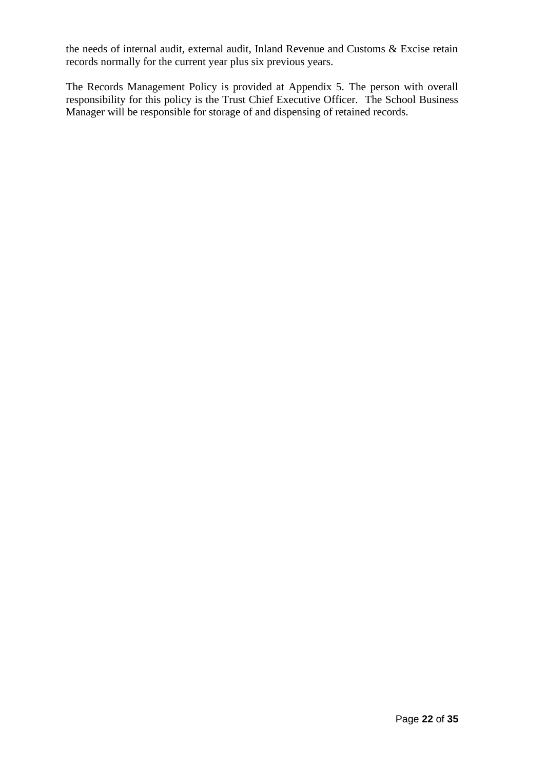the needs of internal audit, external audit, Inland Revenue and Customs & Excise retain records normally for the current year plus six previous years.

The Records Management Policy is provided at Appendix 5. The person with overall responsibility for this policy is the Trust Chief Executive Officer. The School Business Manager will be responsible for storage of and dispensing of retained records.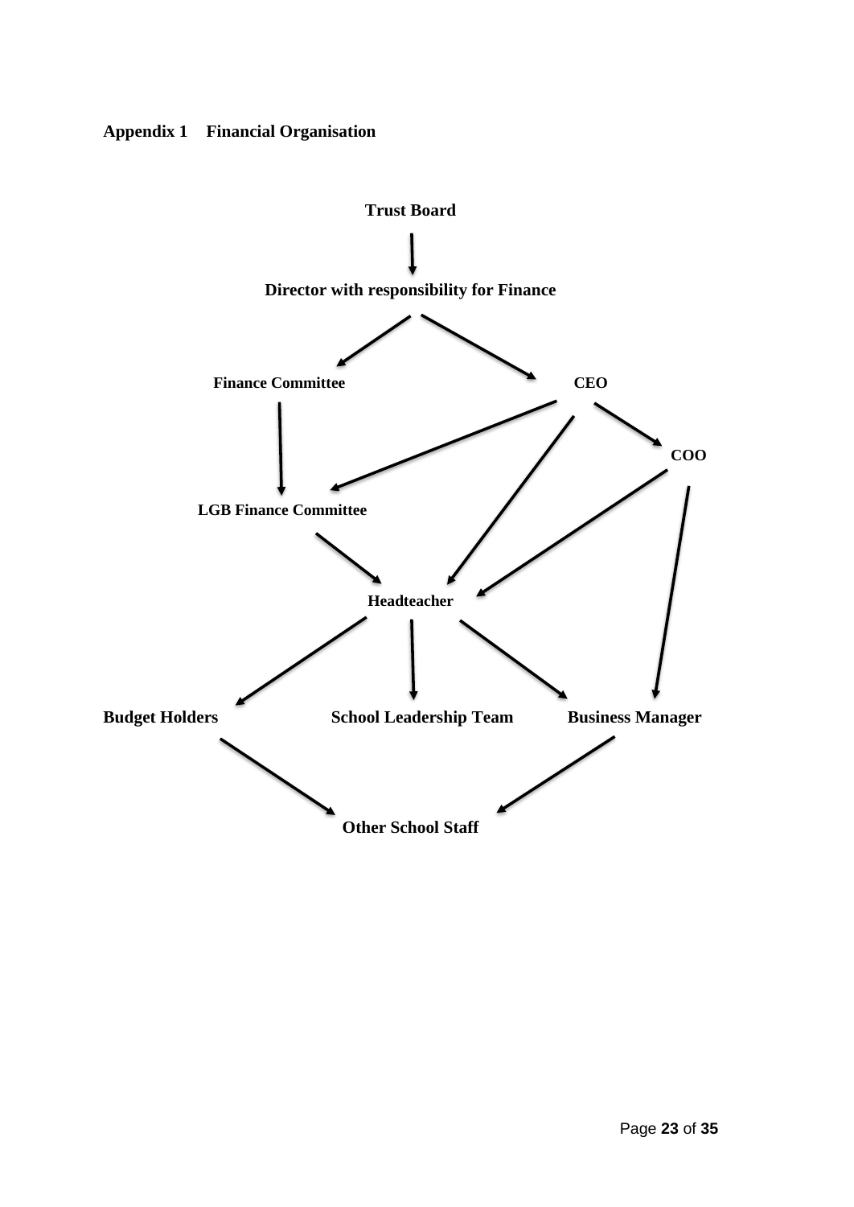## Appendix 1 Financial Organisation

**Trust Board**

**Director with responsibility for Finance**

**Finance Committee**

**CEO**

**COO**

**LGB Finance Committee**

**Headteacher**

**Budget Holders**

**School Leadership Team**

**Business Manager**

**Other School Staff**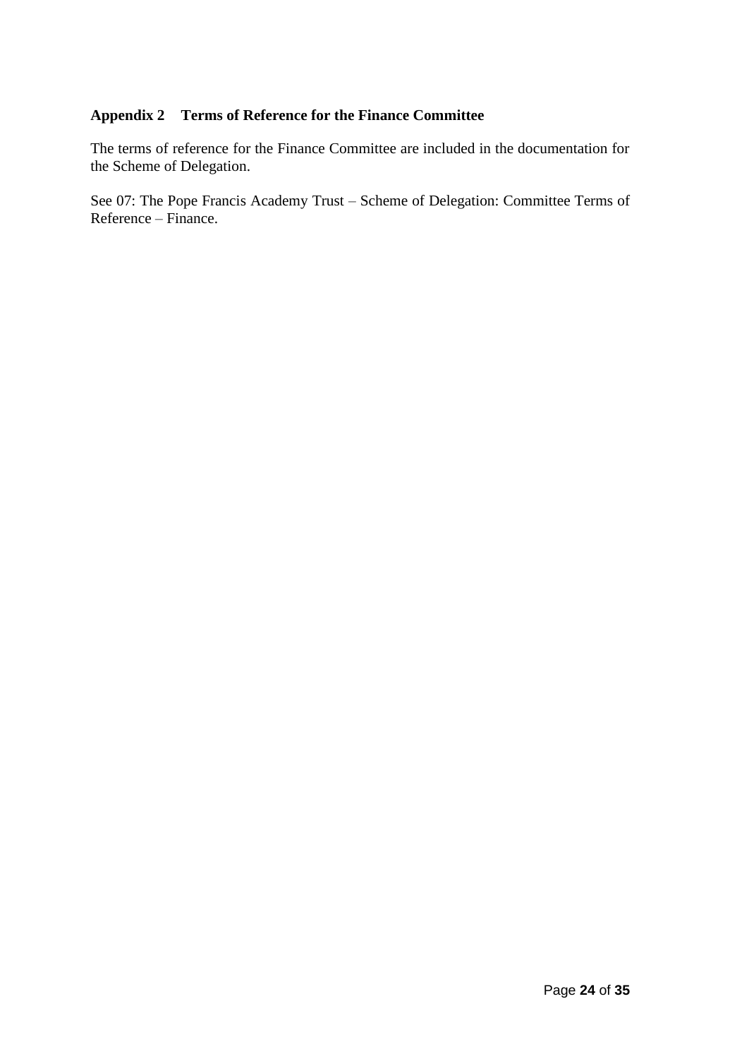## Appendix 2 Terms of Reference for the Finance Committee

The terms of reference for the Finance Committee are included in the documentation for the Scheme of Delegation.

See 07: The Pope Francis Academy Trust – Scheme of Delegation: Committee Terms of Reference – Finance.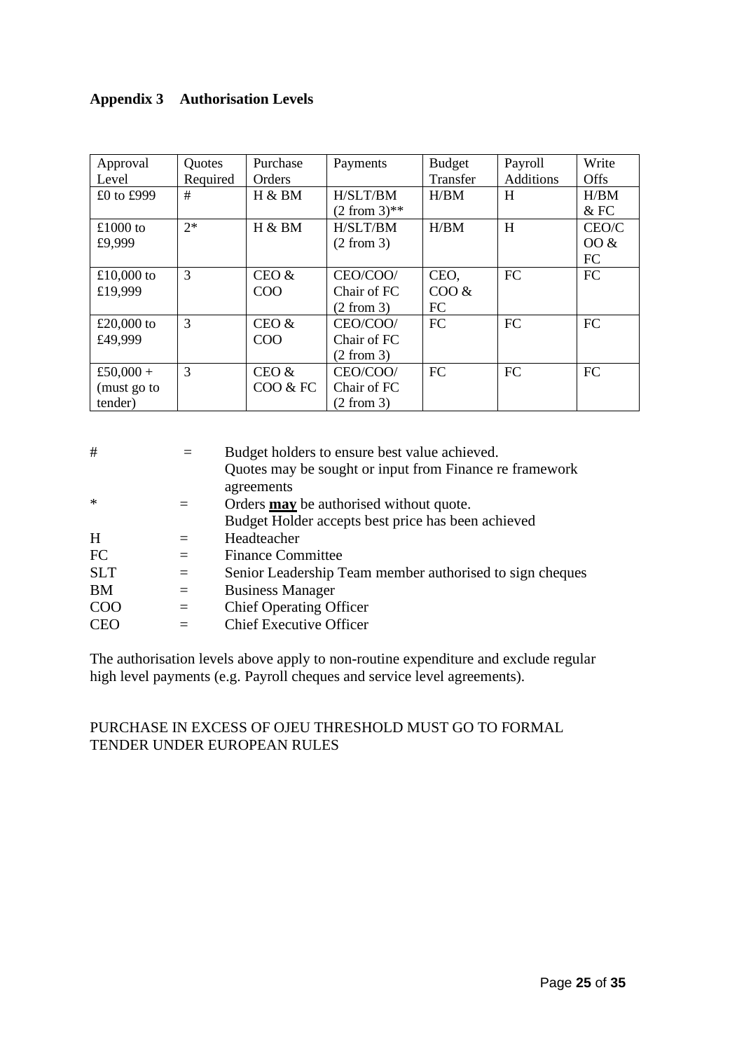**Appendix 3 Authorisation Levels**

| Approval Level | Quotes Required | Purchase Orders | Payments | Budget Transfer | Payroll Additions | Write Offs |
|---|---|---|---|---|---|---|
| £0 to £999 | # | H & BM | H/SLT/BM (2 from 3)** | H/BM | H | H/BM & FC |
| £1000 to £9,999 | 2* | H & BM | H/SLT/BM (2 from 3) | H/BM | H | CEO/COO & FC |
| £10,000 to £19,999 | 3 | CEO & COO | CEO/COO/ Chair of FC (2 from 3) | CEO, COO & FC | FC | FC |
| £20,000 to £49,999 | 3 | CEO & COO | CEO/COO/ Chair of FC (2 from 3) | FC | FC | FC |
| £50,000 + (must go to tender) | 3 | CEO & COO & FC | CEO/COO/ Chair of FC (2 from 3) | FC | FC | FC |

# = Budget holders to ensure best value achieved. Quotes may be sought or input from Finance re framework agreements

* = Orders **<u>may</u>** be authorised without quote. Budget Holder accepts best price has been achieved

H = Headteacher

FC = Finance Committee

SLT = Senior Leadership Team member authorised to sign cheques

BM = Business Manager

COO = Chief Operating Officer

CEO = Chief Executive Officer

The authorisation levels above apply to non-routine expenditure and exclude regular high level payments (e.g. Payroll cheques and service level agreements).

PURCHASE IN EXCESS OF OJEU THRESHOLD MUST GO TO FORMAL TENDER UNDER EUROPEAN RULES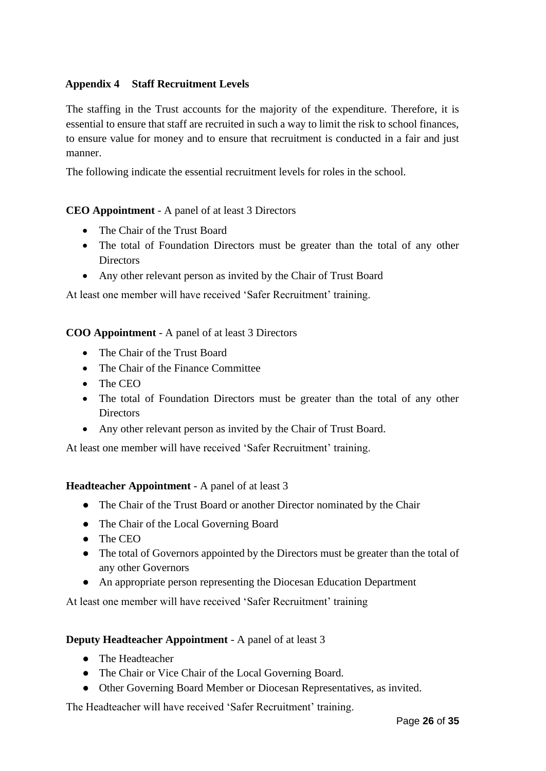## Appendix 4 Staff Recruitment Levels

The staffing in the Trust accounts for the majority of the expenditure. Therefore, it is essential to ensure that staff are recruited in such a way to limit the risk to school finances, to ensure value for money and to ensure that recruitment is conducted in a fair and just manner.

The following indicate the essential recruitment levels for roles in the school.

**CEO Appointment** - A panel of at least 3 Directors

- The Chair of the Trust Board
- The total of Foundation Directors must be greater than the total of any other Directors
- Any other relevant person as invited by the Chair of Trust Board

At least one member will have received 'Safer Recruitment' training.

**COO Appointment** - A panel of at least 3 Directors

- The Chair of the Trust Board
- The Chair of the Finance Committee
- The CEO
- The total of Foundation Directors must be greater than the total of any other Directors
- Any other relevant person as invited by the Chair of Trust Board.

At least one member will have received 'Safer Recruitment' training.

**Headteacher Appointment** - A panel of at least 3

- The Chair of the Trust Board or another Director nominated by the Chair
- The Chair of the Local Governing Board
- The CEO
- The total of Governors appointed by the Directors must be greater than the total of any other Governors
- An appropriate person representing the Diocesan Education Department

At least one member will have received 'Safer Recruitment' training

**Deputy Headteacher Appointment** - A panel of at least 3

- The Headteacher
- The Chair or Vice Chair of the Local Governing Board.
- Other Governing Board Member or Diocesan Representatives, as invited.

The Headteacher will have received 'Safer Recruitment' training.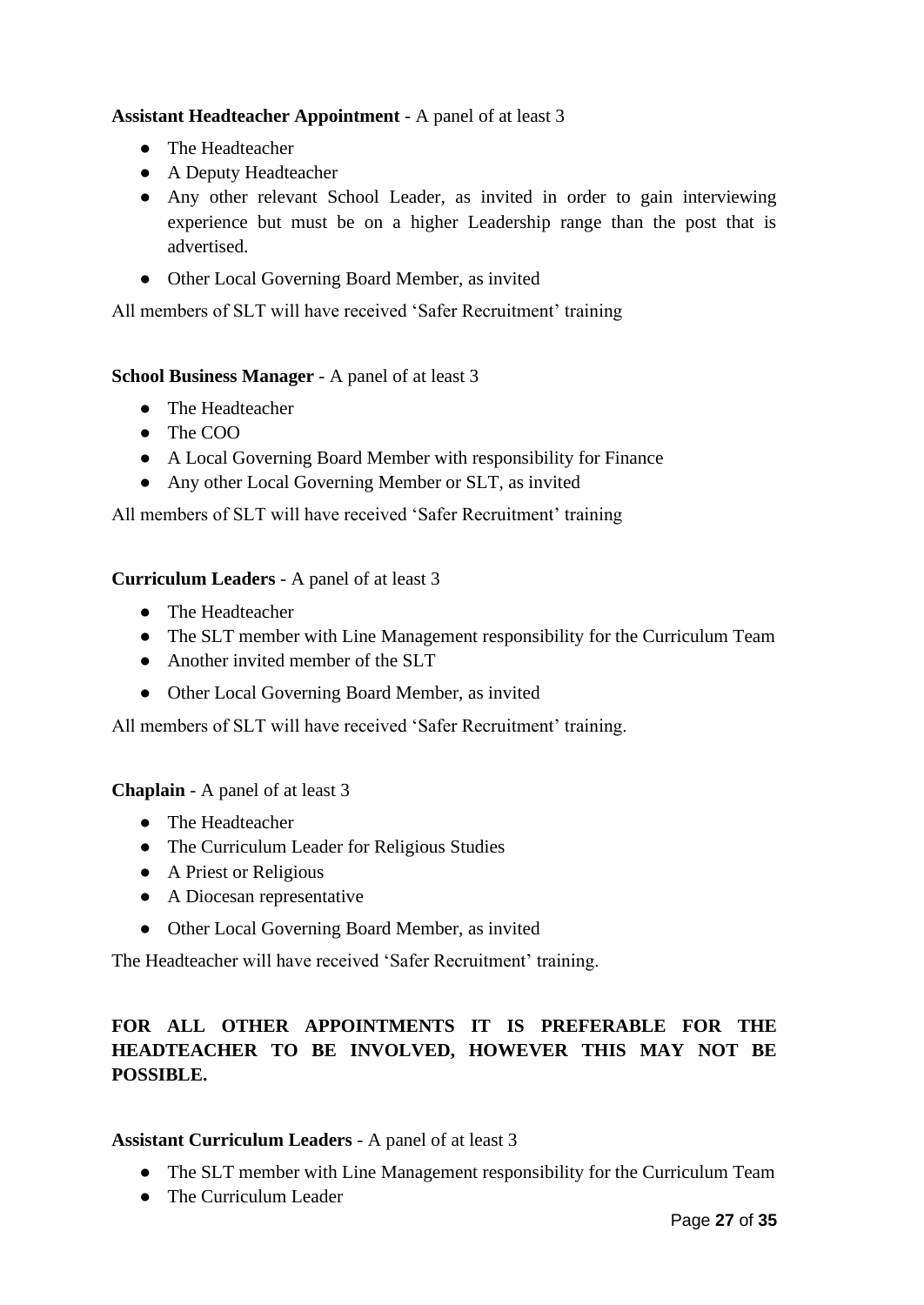**Assistant Headteacher Appointment** - A panel of at least 3

- The Headteacher
- A Deputy Headteacher
- Any other relevant School Leader, as invited in order to gain interviewing experience but must be on a higher Leadership range than the post that is advertised.
- Other Local Governing Board Member, as invited

All members of SLT will have received 'Safer Recruitment' training

**School Business Manager** - A panel of at least 3

- The Headteacher
- The COO
- A Local Governing Board Member with responsibility for Finance
- Any other Local Governing Member or SLT, as invited

All members of SLT will have received 'Safer Recruitment' training

**Curriculum Leaders** - A panel of at least 3

- The Headteacher
- The SLT member with Line Management responsibility for the Curriculum Team
- Another invited member of the SLT
- Other Local Governing Board Member, as invited

All members of SLT will have received 'Safer Recruitment' training.

**Chaplain** - A panel of at least 3

- The Headteacher
- The Curriculum Leader for Religious Studies
- A Priest or Religious
- A Diocesan representative
- Other Local Governing Board Member, as invited

The Headteacher will have received 'Safer Recruitment' training.

**FOR ALL OTHER APPOINTMENTS IT IS PREFERABLE FOR THE HEADTEACHER TO BE INVOLVED, HOWEVER THIS MAY NOT BE POSSIBLE.**

**Assistant Curriculum Leaders** - A panel of at least 3

- The SLT member with Line Management responsibility for the Curriculum Team
- The Curriculum Leader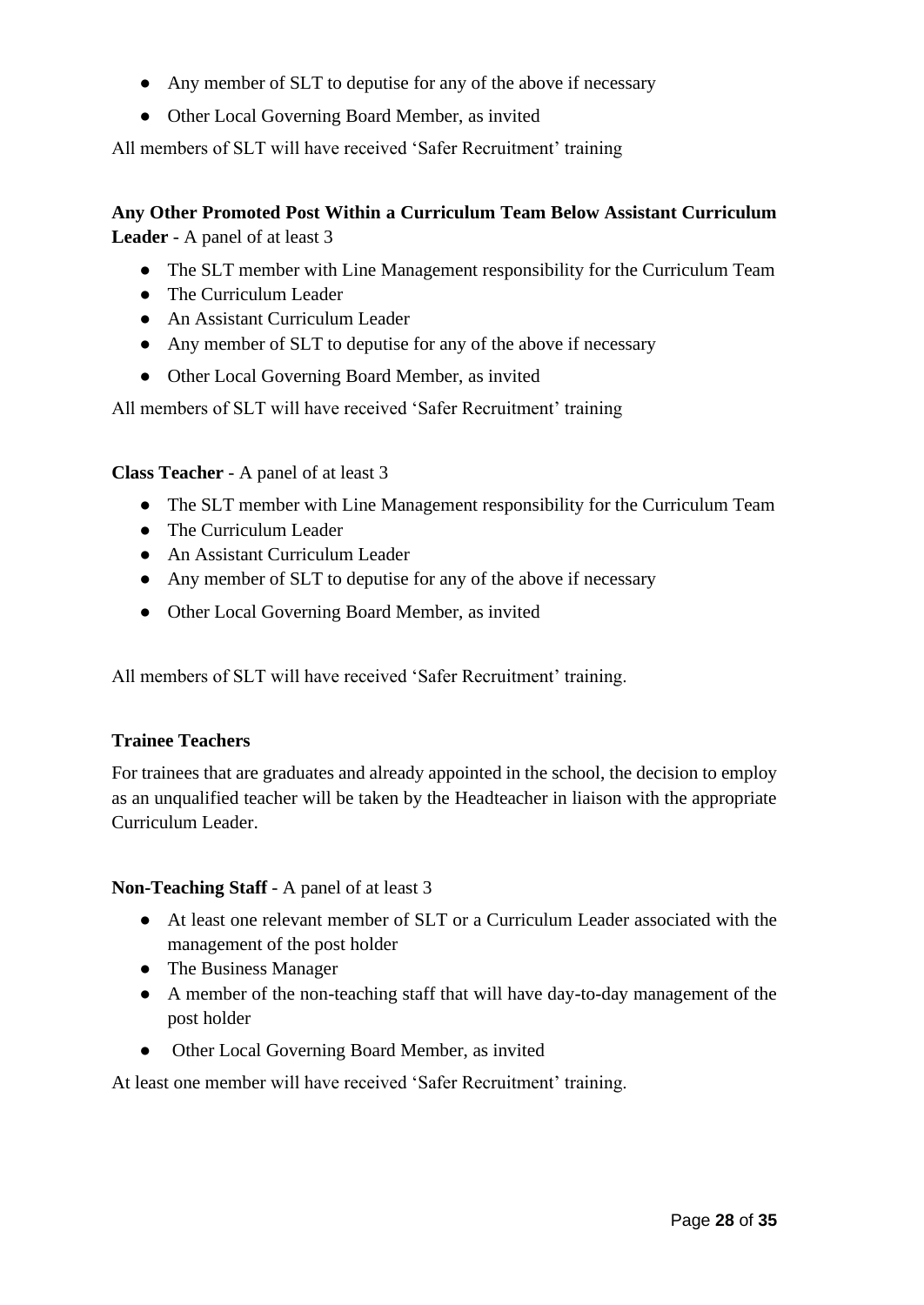- Any member of SLT to deputise for any of the above if necessary
- Other Local Governing Board Member, as invited

All members of SLT will have received 'Safer Recruitment' training

**Any Other Promoted Post Within a Curriculum Team Below Assistant Curriculum Leader** - A panel of at least 3

- The SLT member with Line Management responsibility for the Curriculum Team
- The Curriculum Leader
- An Assistant Curriculum Leader
- Any member of SLT to deputise for any of the above if necessary
- Other Local Governing Board Member, as invited

All members of SLT will have received 'Safer Recruitment' training

**Class Teacher** - A panel of at least 3

- The SLT member with Line Management responsibility for the Curriculum Team
- The Curriculum Leader
- An Assistant Curriculum Leader
- Any member of SLT to deputise for any of the above if necessary
- Other Local Governing Board Member, as invited

All members of SLT will have received 'Safer Recruitment' training.

**Trainee Teachers**

For trainees that are graduates and already appointed in the school, the decision to employ as an unqualified teacher will be taken by the Headteacher in liaison with the appropriate Curriculum Leader.

**Non-Teaching Staff** - A panel of at least 3

- At least one relevant member of SLT or a Curriculum Leader associated with the management of the post holder
- The Business Manager
- A member of the non-teaching staff that will have day-to-day management of the post holder
- Other Local Governing Board Member, as invited

At least one member will have received 'Safer Recruitment' training.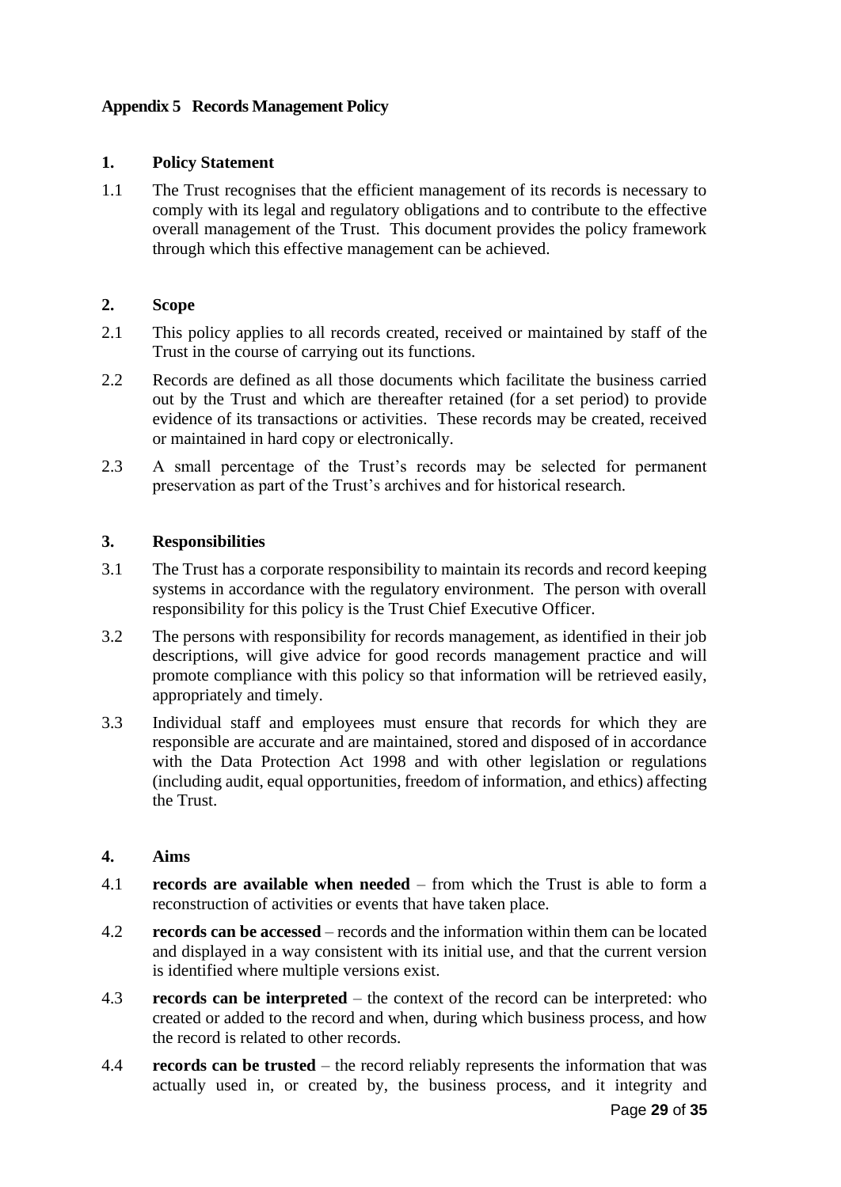**Appendix 5 Records Management Policy**

## 1. Policy Statement

1.1 The Trust recognises that the efficient management of its records is necessary to comply with its legal and regulatory obligations and to contribute to the effective overall management of the Trust. This document provides the policy framework through which this effective management can be achieved.

## 2. Scope

2.1 This policy applies to all records created, received or maintained by staff of the Trust in the course of carrying out its functions.

2.2 Records are defined as all those documents which facilitate the business carried out by the Trust and which are thereafter retained (for a set period) to provide evidence of its transactions or activities. These records may be created, received or maintained in hard copy or electronically.

2.3 A small percentage of the Trust's records may be selected for permanent preservation as part of the Trust's archives and for historical research.

## 3. Responsibilities

3.1 The Trust has a corporate responsibility to maintain its records and record keeping systems in accordance with the regulatory environment. The person with overall responsibility for this policy is the Trust Chief Executive Officer.

3.2 The persons with responsibility for records management, as identified in their job descriptions, will give advice for good records management practice and will promote compliance with this policy so that information will be retrieved easily, appropriately and timely.

3.3 Individual staff and employees must ensure that records for which they are responsible are accurate and are maintained, stored and disposed of in accordance with the Data Protection Act 1998 and with other legislation or regulations (including audit, equal opportunities, freedom of information, and ethics) affecting the Trust.

## 4. Aims

4.1 **records are available when needed** – from which the Trust is able to form a reconstruction of activities or events that have taken place.

4.2 **records can be accessed** – records and the information within them can be located and displayed in a way consistent with its initial use, and that the current version is identified where multiple versions exist.

4.3 **records can be interpreted** – the context of the record can be interpreted: who created or added to the record and when, during which business process, and how the record is related to other records.

4.4 **records can be trusted** – the record reliably represents the information that was actually used in, or created by, the business process, and it integrity and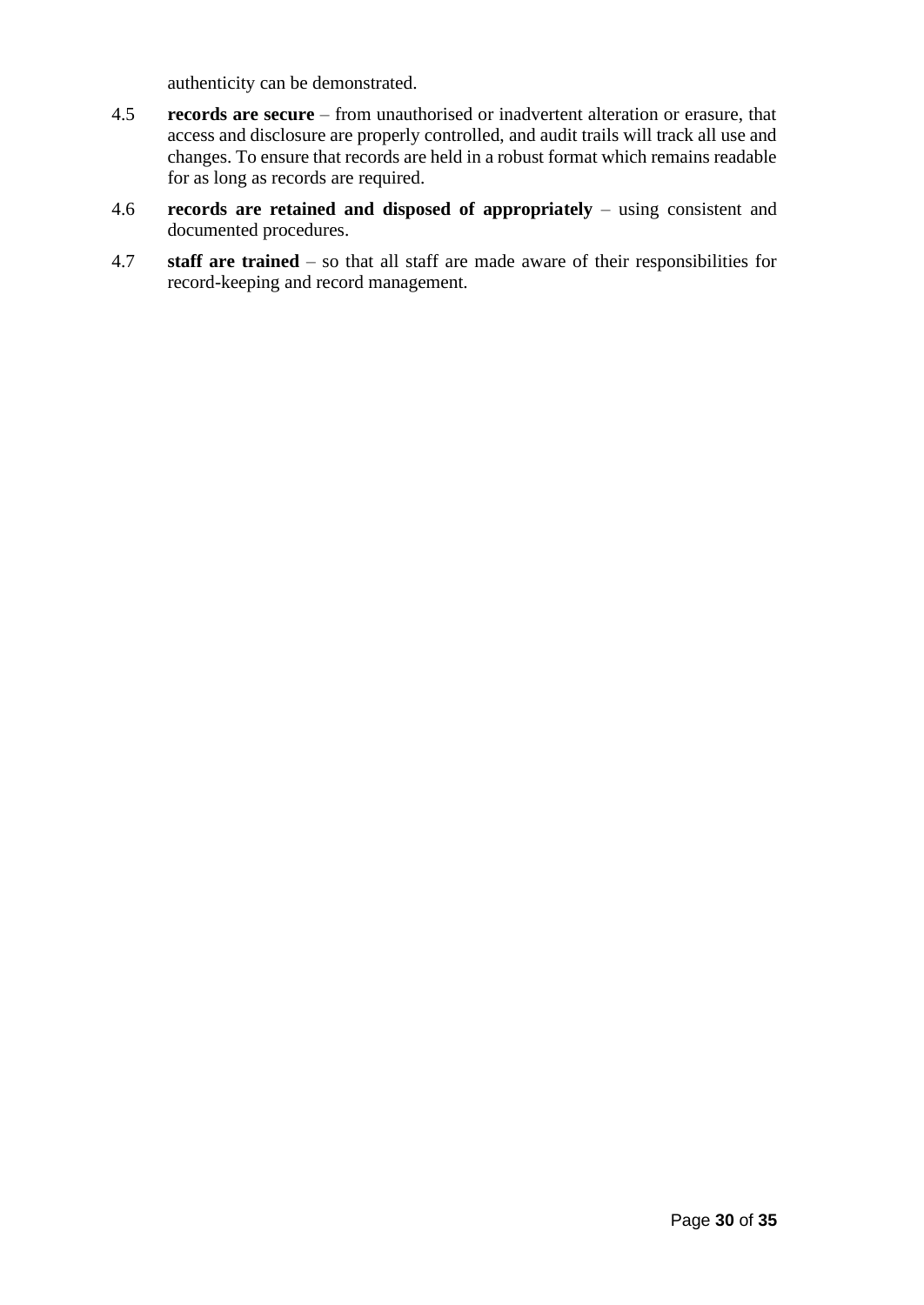authenticity can be demonstrated.

4.5 **records are secure** – from unauthorised or inadvertent alteration or erasure, that access and disclosure are properly controlled, and audit trails will track all use and changes. To ensure that records are held in a robust format which remains readable for as long as records are required.

4.6 **records are retained and disposed of appropriately** – using consistent and documented procedures.

4.7 **staff are trained** – so that all staff are made aware of their responsibilities for record-keeping and record management.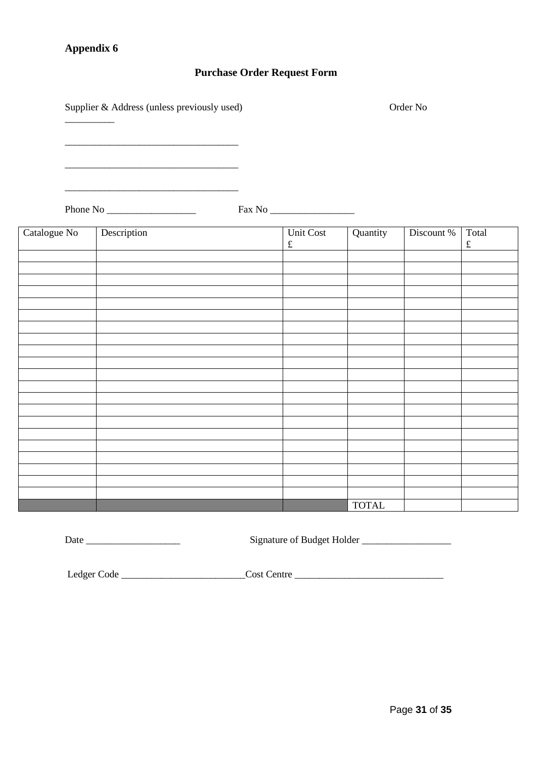**Appendix 6**

## Purchase Order Request Form

Supplier & Address (unless previously used)                                        Order No __________

___________________________________

___________________________________

___________________________________

Phone No __________________          Fax No _________________

| Catalogue No | Description | Unit Cost £ | Quantity | Discount % | Total £ |
|---|---|---|---|---|---|
| | | | | | |
| | | | | | |
| | | | | | |
| | | | | | |
| | | | | | |
| | | | | | |
| | | | | | |
| | | | | | |
| | | | | | |
| | | | | | |
| | | | | | |
| | | | | | |
| | | | | | |
| | | | | | |
| | | | | | |
| | | | | | |
| | | | | | |
| | | | | | |
| | | | | | |
| | | | | | |
| | | | | | |
| | | | TOTAL | | |

Date ___________________          Signature of Budget Holder __________________

Ledger Code _________________________Cost Centre ______________________________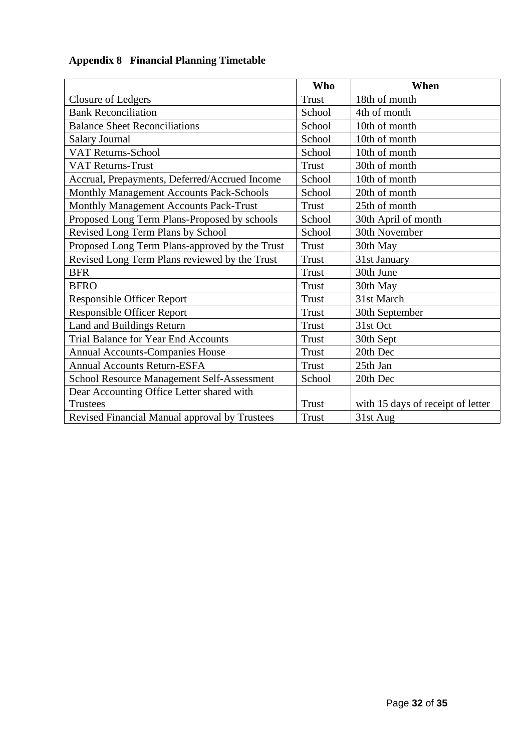**Appendix 8 Financial Planning Timetable**

| | Who | When |
|---|---|---|
| Closure of Ledgers | Trust | 18th of month |
| Bank Reconciliation | School | 4th of month |
| Balance Sheet Reconciliations | School | 10th of month |
| Salary Journal | School | 10th of month |
| VAT Returns-School | School | 10th of month |
| VAT Returns-Trust | Trust | 30th of month |
| Accrual, Prepayments, Deferred/Accrued Income | School | 10th of month |
| Monthly Management Accounts Pack-Schools | School | 20th of month |
| Monthly Management Accounts Pack-Trust | Trust | 25th of month |
| Proposed Long Term Plans-Proposed by schools | School | 30th April of month |
| Revised Long Term Plans by School | School | 30th November |
| Proposed Long Term Plans-approved by the Trust | Trust | 30th May |
| Revised Long Term Plans reviewed by the Trust | Trust | 31st January |
| BFR | Trust | 30th June |
| BFRO | Trust | 30th May |
| Responsible Officer Report | Trust | 31st March |
| Responsible Officer Report | Trust | 30th September |
| Land and Buildings Return | Trust | 31st Oct |
| Trial Balance for Year End Accounts | Trust | 30th Sept |
| Annual Accounts-Companies House | Trust | 20th Dec |
| Annual Accounts Return-ESFA | Trust | 25th Jan |
| School Resource Management Self-Assessment | School | 20th Dec |
| Dear Accounting Office Letter shared with Trustees | Trust | with 15 days of receipt of letter |
| Revised Financial Manual approval by Trustees | Trust | 31st Aug |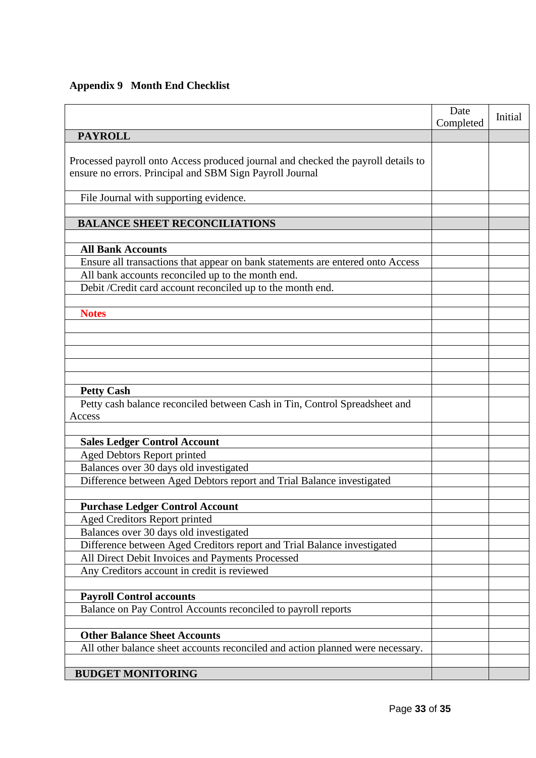### Appendix 9 Month End Checklist

| | Date Completed | Initial |
|---|---|---|
| **PAYROLL** | | |
| Processed payroll onto Access produced journal and checked the payroll details to ensure no errors. Principal and SBM Sign Payroll Journal | | |
| File Journal with supporting evidence. | | |
| | | |
| **BALANCE SHEET RECONCILIATIONS** | | |
| | | |
| **All Bank Accounts** | | |
| Ensure all transactions that appear on bank statements are entered onto Access | | |
| All bank accounts reconciled up to the month end. | | |
| Debit /Credit card account reconciled up to the month end. | | |
| | | |
| **Notes** | | |
| | | |
| | | |
| | | |
| | | |
| | | |
| **Petty Cash** | | |
| Petty cash balance reconciled between Cash in Tin, Control Spreadsheet and Access | | |
| | | |
| **Sales Ledger Control Account** | | |
| Aged Debtors Report printed | | |
| Balances over 30 days old investigated | | |
| Difference between Aged Debtors report and Trial Balance investigated | | |
| | | |
| **Purchase Ledger Control Account** | | |
| Aged Creditors Report printed | | |
| Balances over 30 days old investigated | | |
| Difference between Aged Creditors report and Trial Balance investigated | | |
| All Direct Debit Invoices and Payments Processed | | |
| Any Creditors account in credit is reviewed | | |
| | | |
| **Payroll Control accounts** | | |
| Balance on Pay Control Accounts reconciled to payroll reports | | |
| | | |
| **Other Balance Sheet Accounts** | | |
| All other balance sheet accounts reconciled and action planned were necessary. | | |
| | | |
| **BUDGET MONITORING** | | |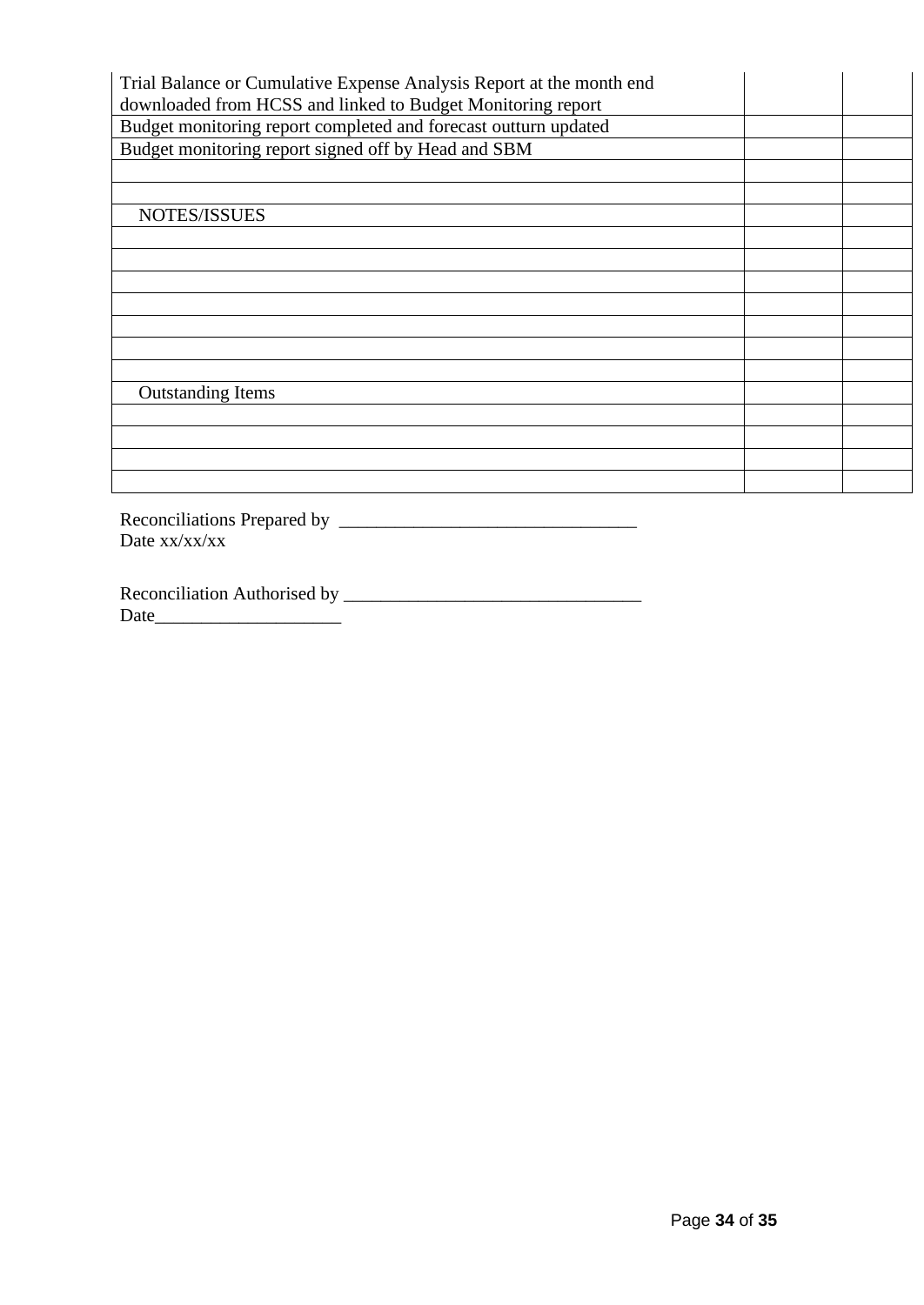| | | |
|---|---|---|
| Trial Balance or Cumulative Expense Analysis Report at the month end downloaded from HCSS and linked to Budget Monitoring report | | |
| Budget monitoring report completed and forecast outturn updated | | |
| Budget monitoring report signed off by Head and SBM | | |
| | | |
| | | |
| NOTES/ISSUES | | |
| | | |
| | | |
| | | |
| | | |
| | | |
| | | |
| | | |
| Outstanding Items | | |
| | | |
| | | |
| | | |
| | | |

Reconciliations Prepared by ________________________________
Date xx/xx/xx

Reconciliation Authorised by ________________________________
Date____________________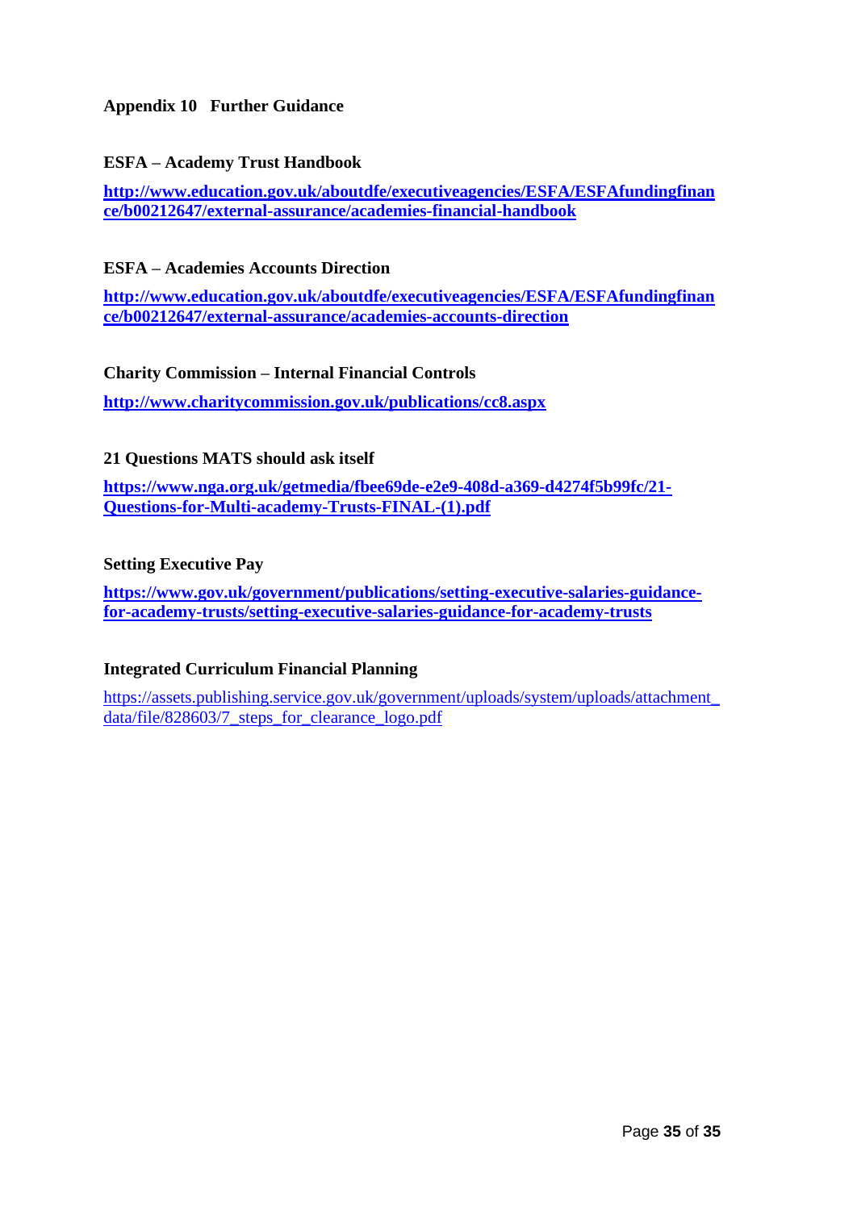## Appendix 10 Further Guidance

**ESFA – Academy Trust Handbook**

**http://www.education.gov.uk/aboutdfe/executiveagencies/ESFA/ESFAfundingfinance/b00212647/external-assurance/academies-financial-handbook**

**ESFA – Academies Accounts Direction**

**http://www.education.gov.uk/aboutdfe/executiveagencies/ESFA/ESFAfundingfinance/b00212647/external-assurance/academies-accounts-direction**

**Charity Commission – Internal Financial Controls**

**http://www.charitycommission.gov.uk/publications/cc8.aspx**

**21 Questions MATS should ask itself**

**https://www.nga.org.uk/getmedia/fbee69de-e2e9-408d-a369-d4274f5b99fc/21-Questions-for-Multi-academy-Trusts-FINAL-(1).pdf**

**Setting Executive Pay**

**https://www.gov.uk/government/publications/setting-executive-salaries-guidance-for-academy-trusts/setting-executive-salaries-guidance-for-academy-trusts**

**Integrated Curriculum Financial Planning**

https://assets.publishing.service.gov.uk/government/uploads/system/uploads/attachment_data/file/828603/7_steps_for_clearance_logo.pdf